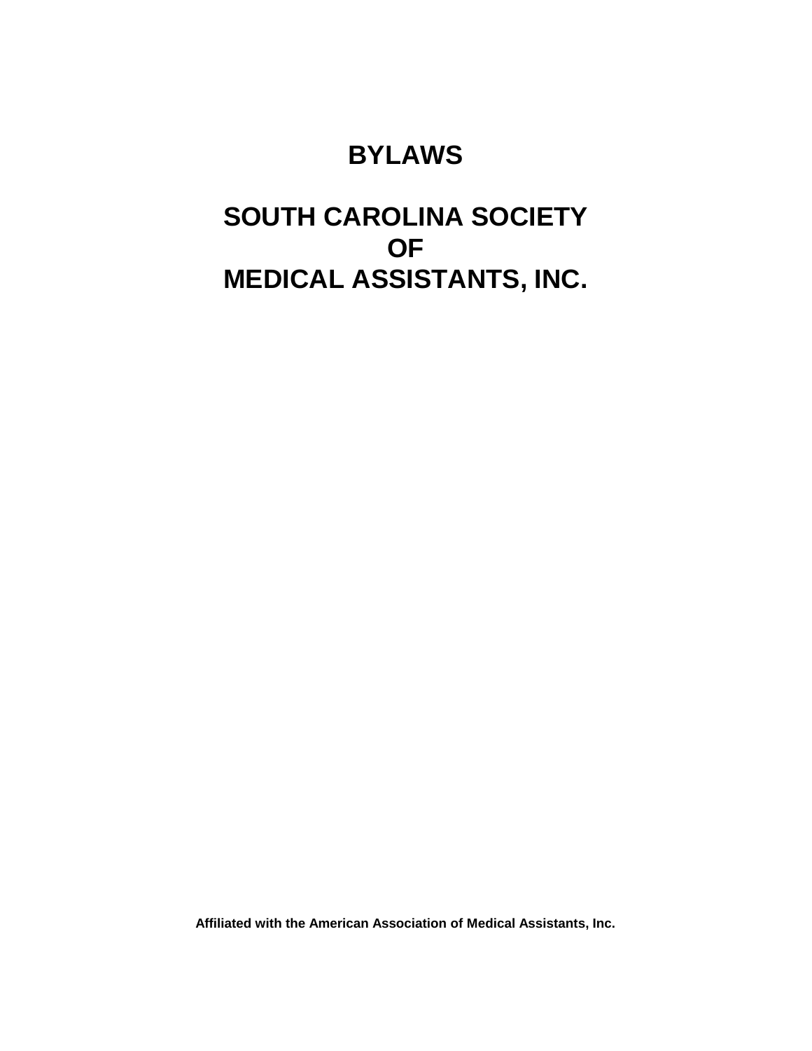# BYLAWS

# SOUTH CAROLINA SOCIETY
# OF
# MEDICAL ASSISTANTS, INC.

**Affiliated with the American Association of Medical Assistants, Inc.**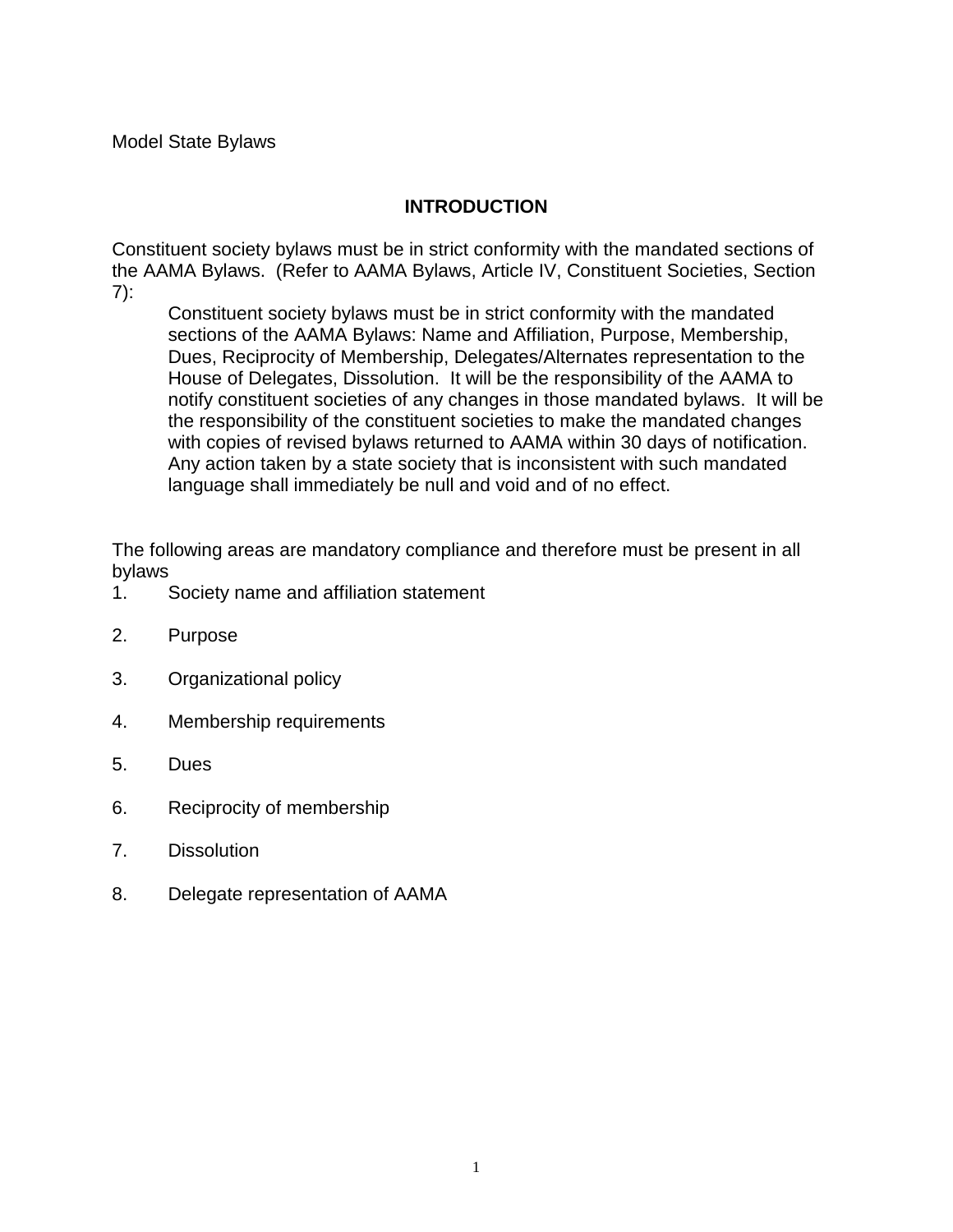Model State Bylaws

## INTRODUCTION

Constituent society bylaws must be in strict conformity with the mandated sections of the AAMA Bylaws. (Refer to AAMA Bylaws, Article IV, Constituent Societies, Section 7):

> Constituent society bylaws must be in strict conformity with the mandated sections of the AAMA Bylaws: Name and Affiliation, Purpose, Membership, Dues, Reciprocity of Membership, Delegates/Alternates representation to the House of Delegates, Dissolution. It will be the responsibility of the AAMA to notify constituent societies of any changes in those mandated bylaws. It will be the responsibility of the constituent societies to make the mandated changes with copies of revised bylaws returned to AAMA within 30 days of notification. Any action taken by a state society that is inconsistent with such mandated language shall immediately be null and void and of no effect.

The following areas are mandatory compliance and therefore must be present in all bylaws

1. Society name and affiliation statement
2. Purpose
3. Organizational policy
4. Membership requirements
5. Dues
6. Reciprocity of membership
7. Dissolution
8. Delegate representation of AAMA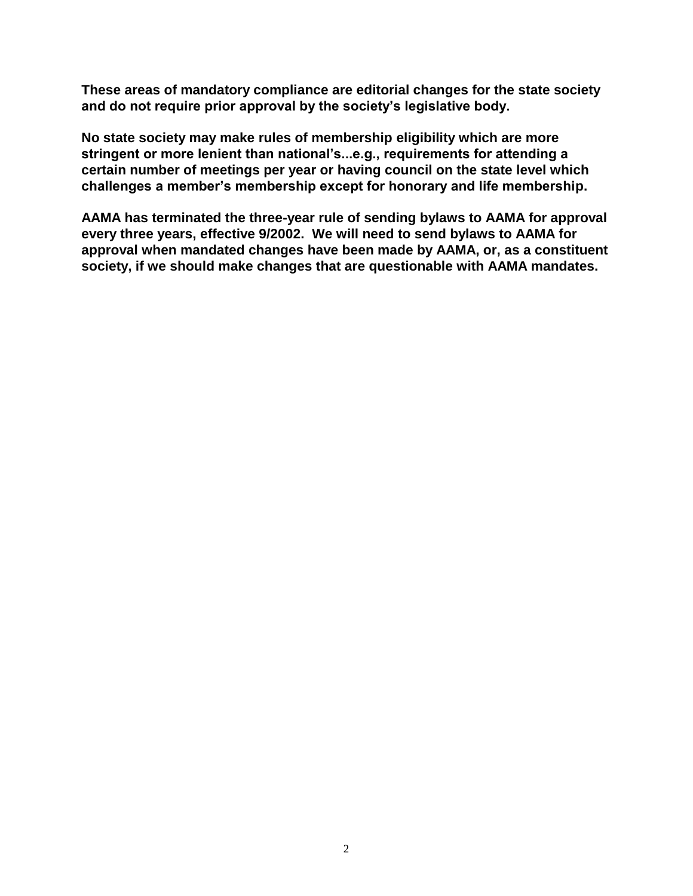**These areas of mandatory compliance are editorial changes for the state society and do not require prior approval by the society's legislative body.**

**No state society may make rules of membership eligibility which are more stringent or more lenient than national's...e.g., requirements for attending a certain number of meetings per year or having council on the state level which challenges a member's membership except for honorary and life membership.**

**AAMA has terminated the three-year rule of sending bylaws to AAMA for approval every three years, effective 9/2002. We will need to send bylaws to AAMA for approval when mandated changes have been made by AAMA, or, as a constituent society, if we should make changes that are questionable with AAMA mandates.**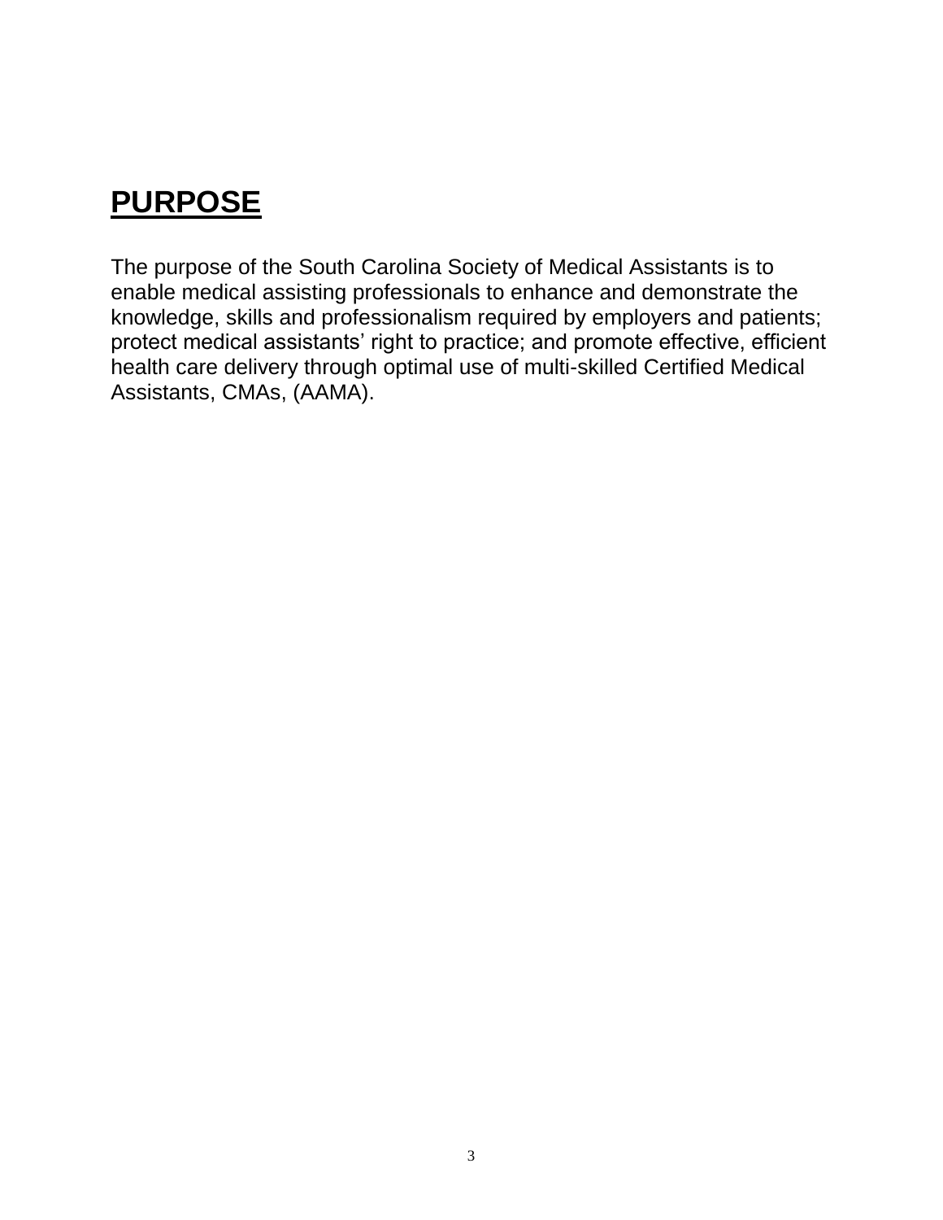# PURPOSE

The purpose of the South Carolina Society of Medical Assistants is to enable medical assisting professionals to enhance and demonstrate the knowledge, skills and professionalism required by employers and patients; protect medical assistants' right to practice; and promote effective, efficient health care delivery through optimal use of multi-skilled Certified Medical Assistants, CMAs, (AAMA).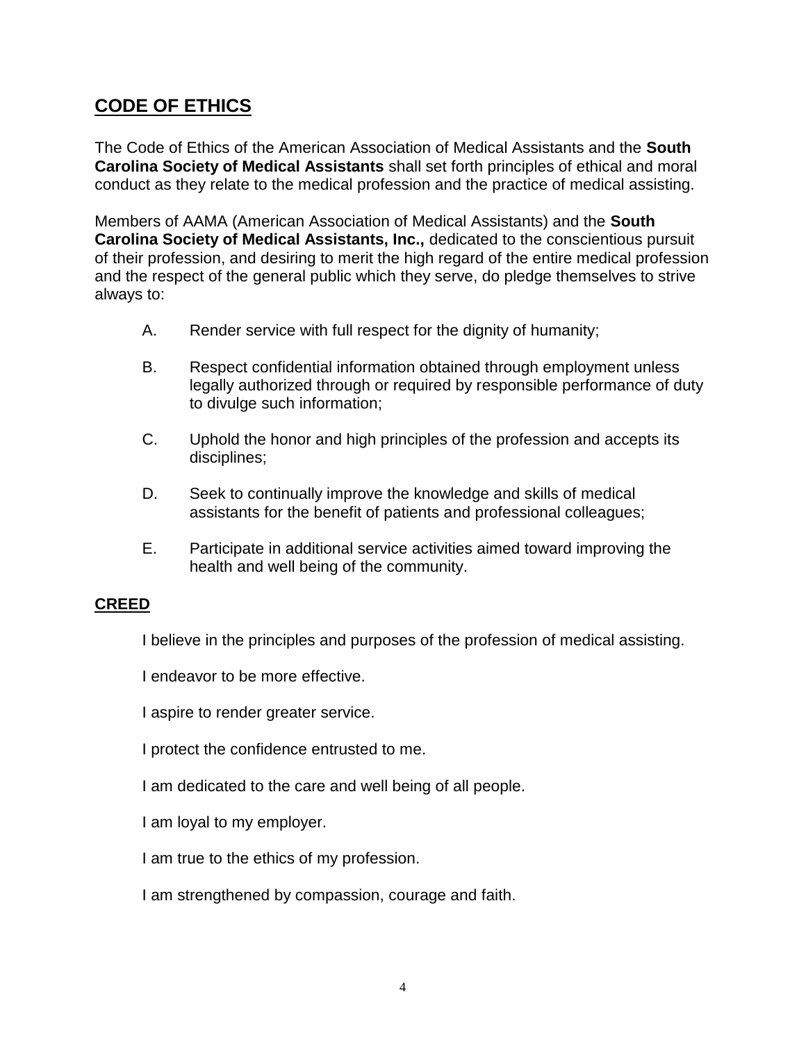## CODE OF ETHICS

The Code of Ethics of the American Association of Medical Assistants and the **South Carolina Society of Medical Assistants** shall set forth principles of ethical and moral conduct as they relate to the medical profession and the practice of medical assisting.

Members of AAMA (American Association of Medical Assistants) and the **South Carolina Society of Medical Assistants, Inc.,** dedicated to the conscientious pursuit of their profession, and desiring to merit the high regard of the entire medical profession and the respect of the general public which they serve, do pledge themselves to strive always to:

A. Render service with full respect for the dignity of humanity;

B. Respect confidential information obtained through employment unless legally authorized through or required by responsible performance of duty to divulge such information;

C. Uphold the honor and high principles of the profession and accepts its disciplines;

D. Seek to continually improve the knowledge and skills of medical assistants for the benefit of patients and professional colleagues;

E. Participate in additional service activities aimed toward improving the health and well being of the community.

### CREED

I believe in the principles and purposes of the profession of medical assisting.

I endeavor to be more effective.

I aspire to render greater service.

I protect the confidence entrusted to me.

I am dedicated to the care and well being of all people.

I am loyal to my employer.

I am true to the ethics of my profession.

I am strengthened by compassion, courage and faith.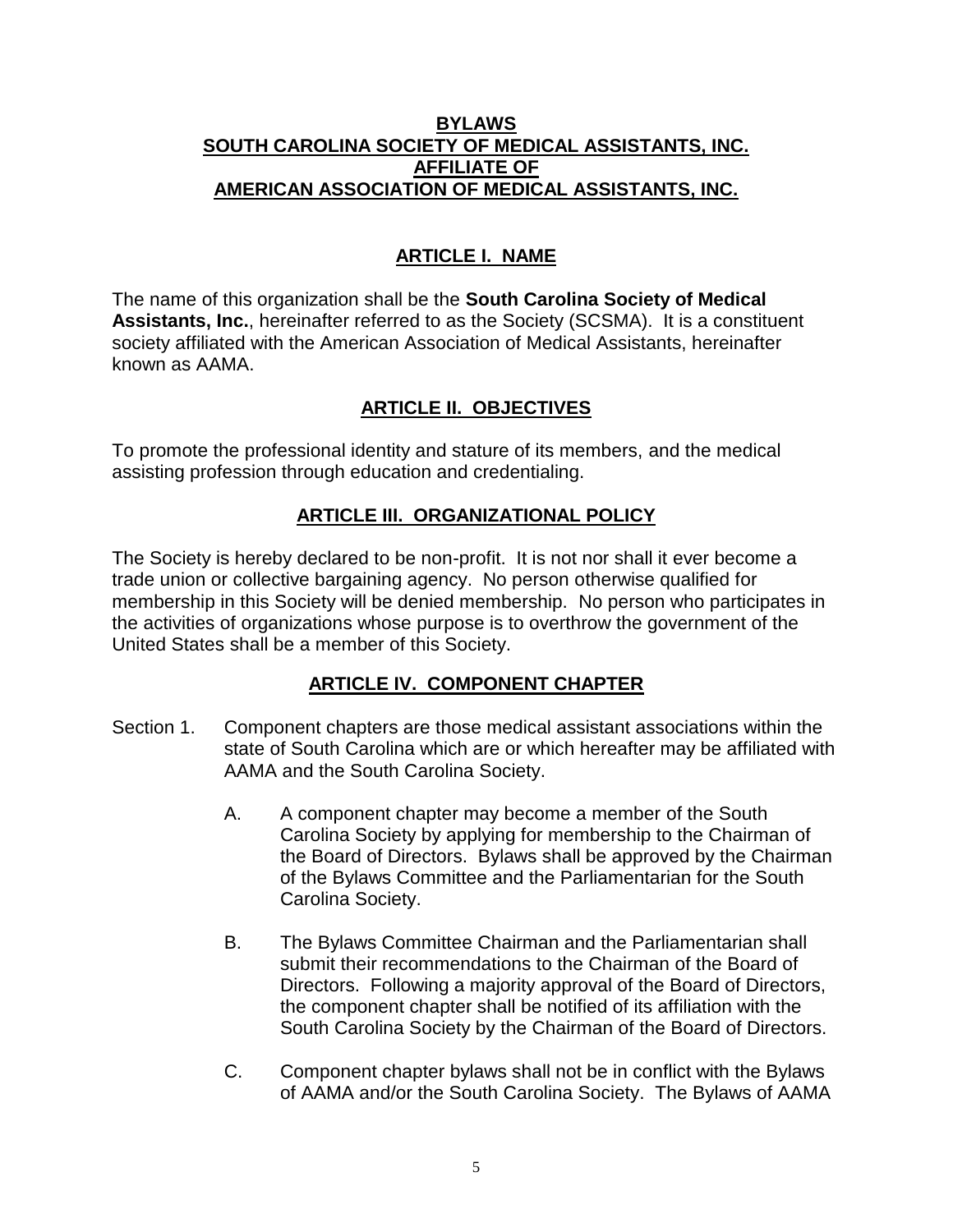# BYLAWS
# SOUTH CAROLINA SOCIETY OF MEDICAL ASSISTANTS, INC.
# AFFILIATE OF
# AMERICAN ASSOCIATION OF MEDICAL ASSISTANTS, INC.

## ARTICLE I. NAME

The name of this organization shall be the **South Carolina Society of Medical Assistants, Inc.**, hereinafter referred to as the Society (SCSMA). It is a constituent society affiliated with the American Association of Medical Assistants, hereinafter known as AAMA.

## ARTICLE II. OBJECTIVES

To promote the professional identity and stature of its members, and the medical assisting profession through education and credentialing.

## ARTICLE III. ORGANIZATIONAL POLICY

The Society is hereby declared to be non-profit. It is not nor shall it ever become a trade union or collective bargaining agency. No person otherwise qualified for membership in this Society will be denied membership. No person who participates in the activities of organizations whose purpose is to overthrow the government of the United States shall be a member of this Society.

## ARTICLE IV. COMPONENT CHAPTER

Section 1. Component chapters are those medical assistant associations within the state of South Carolina which are or which hereafter may be affiliated with AAMA and the South Carolina Society.

A. A component chapter may become a member of the South Carolina Society by applying for membership to the Chairman of the Board of Directors. Bylaws shall be approved by the Chairman of the Bylaws Committee and the Parliamentarian for the South Carolina Society.

B. The Bylaws Committee Chairman and the Parliamentarian shall submit their recommendations to the Chairman of the Board of Directors. Following a majority approval of the Board of Directors, the component chapter shall be notified of its affiliation with the South Carolina Society by the Chairman of the Board of Directors.

C. Component chapter bylaws shall not be in conflict with the Bylaws of AAMA and/or the South Carolina Society. The Bylaws of AAMA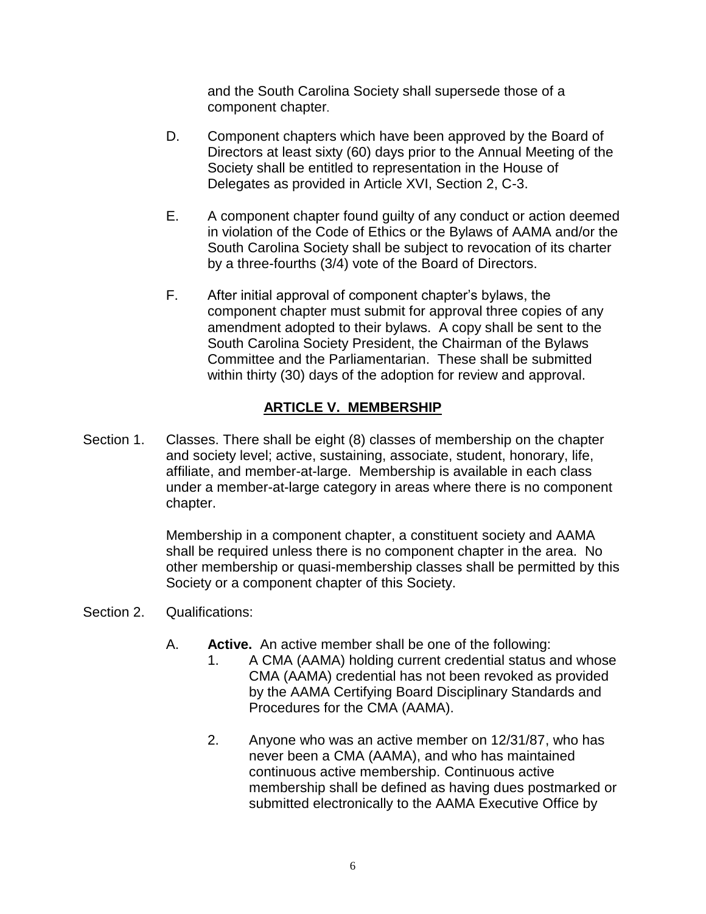and the South Carolina Society shall supersede those of a component chapter.

D. Component chapters which have been approved by the Board of Directors at least sixty (60) days prior to the Annual Meeting of the Society shall be entitled to representation in the House of Delegates as provided in Article XVI, Section 2, C-3.

E. A component chapter found guilty of any conduct or action deemed in violation of the Code of Ethics or the Bylaws of AAMA and/or the South Carolina Society shall be subject to revocation of its charter by a three-fourths (3/4) vote of the Board of Directors.

F. After initial approval of component chapter's bylaws, the component chapter must submit for approval three copies of any amendment adopted to their bylaws. A copy shall be sent to the South Carolina Society President, the Chairman of the Bylaws Committee and the Parliamentarian. These shall be submitted within thirty (30) days of the adoption for review and approval.

## ARTICLE V. MEMBERSHIP

Section 1. Classes. There shall be eight (8) classes of membership on the chapter and society level; active, sustaining, associate, student, honorary, life, affiliate, and member-at-large. Membership is available in each class under a member-at-large category in areas where there is no component chapter.

Membership in a component chapter, a constituent society and AAMA shall be required unless there is no component chapter in the area. No other membership or quasi-membership classes shall be permitted by this Society or a component chapter of this Society.

Section 2. Qualifications:

A. **Active.** An active member shall be one of the following:

1. A CMA (AAMA) holding current credential status and whose CMA (AAMA) credential has not been revoked as provided by the AAMA Certifying Board Disciplinary Standards and Procedures for the CMA (AAMA).

2. Anyone who was an active member on 12/31/87, who has never been a CMA (AAMA), and who has maintained continuous active membership. Continuous active membership shall be defined as having dues postmarked or submitted electronically to the AAMA Executive Office by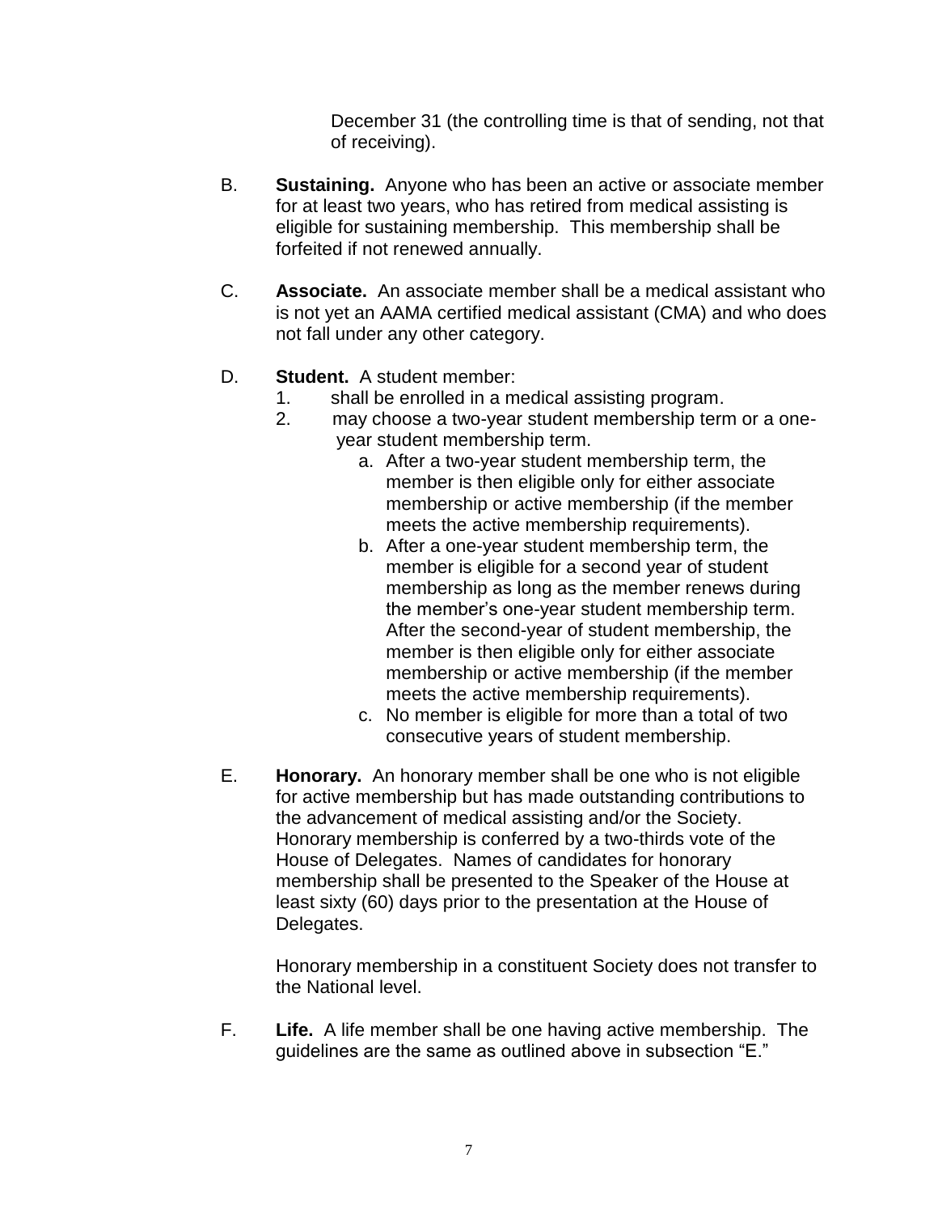December 31 (the controlling time is that of sending, not that of receiving).

B. **Sustaining.** Anyone who has been an active or associate member for at least two years, who has retired from medical assisting is eligible for sustaining membership. This membership shall be forfeited if not renewed annually.

C. **Associate.** An associate member shall be a medical assistant who is not yet an AAMA certified medical assistant (CMA) and who does not fall under any other category.

D. **Student.** A student member:
   1. shall be enrolled in a medical assisting program.
   2. may choose a two-year student membership term or a one-year student membership term.
      a. After a two-year student membership term, the member is then eligible only for either associate membership or active membership (if the member meets the active membership requirements).
      b. After a one-year student membership term, the member is eligible for a second year of student membership as long as the member renews during the member's one-year student membership term. After the second-year of student membership, the member is then eligible only for either associate membership or active membership (if the member meets the active membership requirements).
      c. No member is eligible for more than a total of two consecutive years of student membership.

E. **Honorary.** An honorary member shall be one who is not eligible for active membership but has made outstanding contributions to the advancement of medical assisting and/or the Society. Honorary membership is conferred by a two-thirds vote of the House of Delegates. Names of candidates for honorary membership shall be presented to the Speaker of the House at least sixty (60) days prior to the presentation at the House of Delegates.

   Honorary membership in a constituent Society does not transfer to the National level.

F. **Life.** A life member shall be one having active membership. The guidelines are the same as outlined above in subsection "E."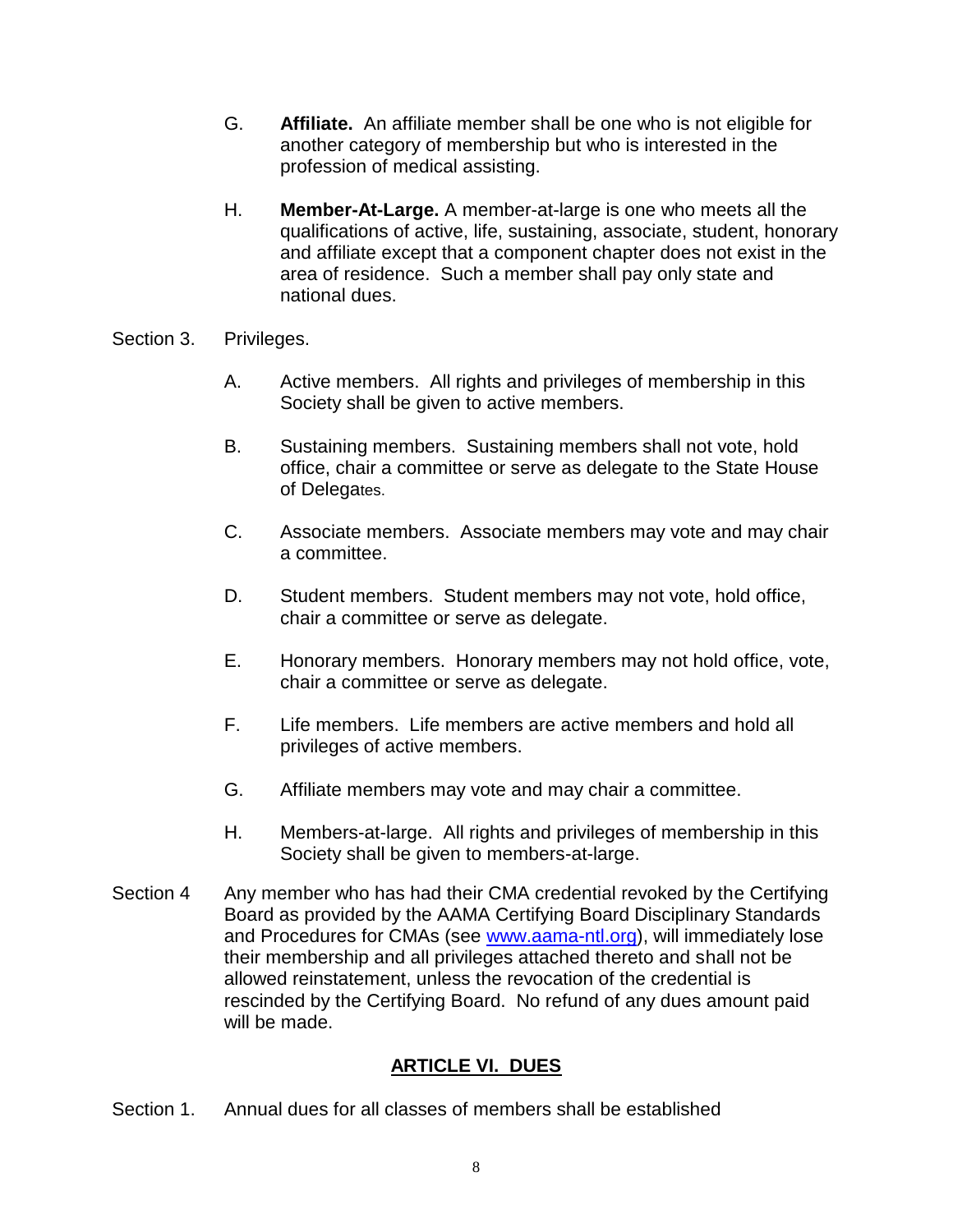G. **Affiliate.** An affiliate member shall be one who is not eligible for another category of membership but who is interested in the profession of medical assisting.

H. **Member-At-Large.** A member-at-large is one who meets all the qualifications of active, life, sustaining, associate, student, honorary and affiliate except that a component chapter does not exist in the area of residence. Such a member shall pay only state and national dues.

Section 3. Privileges.

A. Active members. All rights and privileges of membership in this Society shall be given to active members.

B. Sustaining members. Sustaining members shall not vote, hold office, chair a committee or serve as delegate to the State House of Delegates.

C. Associate members. Associate members may vote and may chair a committee.

D. Student members. Student members may not vote, hold office, chair a committee or serve as delegate.

E. Honorary members. Honorary members may not hold office, vote, chair a committee or serve as delegate.

F. Life members. Life members are active members and hold all privileges of active members.

G. Affiliate members may vote and may chair a committee.

H. Members-at-large. All rights and privileges of membership in this Society shall be given to members-at-large.

Section 4 Any member who has had their CMA credential revoked by the Certifying Board as provided by the AAMA Certifying Board Disciplinary Standards and Procedures for CMAs (see www.aama-ntl.org), will immediately lose their membership and all privileges attached thereto and shall not be allowed reinstatement, unless the revocation of the credential is rescinded by the Certifying Board. No refund of any dues amount paid will be made.

## ARTICLE VI. DUES

Section 1. Annual dues for all classes of members shall be established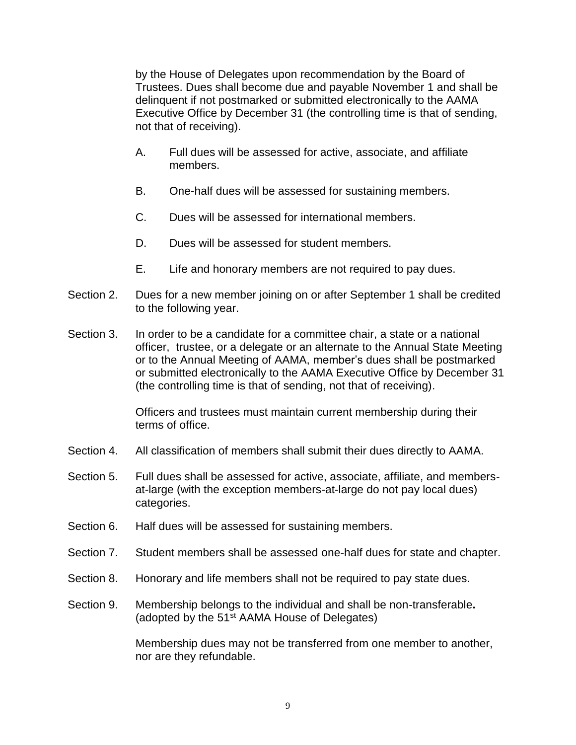by the House of Delegates upon recommendation by the Board of Trustees. Dues shall become due and payable November 1 and shall be delinquent if not postmarked or submitted electronically to the AAMA Executive Office by December 31 (the controlling time is that of sending, not that of receiving).

A. Full dues will be assessed for active, associate, and affiliate members.

B. One-half dues will be assessed for sustaining members.

C. Dues will be assessed for international members.

D. Dues will be assessed for student members.

E. Life and honorary members are not required to pay dues.

Section 2. Dues for a new member joining on or after September 1 shall be credited to the following year.

Section 3. In order to be a candidate for a committee chair, a state or a national officer, trustee, or a delegate or an alternate to the Annual State Meeting or to the Annual Meeting of AAMA, member's dues shall be postmarked or submitted electronically to the AAMA Executive Office by December 31 (the controlling time is that of sending, not that of receiving).

Officers and trustees must maintain current membership during their terms of office.

Section 4. All classification of members shall submit their dues directly to AAMA.

Section 5. Full dues shall be assessed for active, associate, affiliate, and members-at-large (with the exception members-at-large do not pay local dues) categories.

Section 6. Half dues will be assessed for sustaining members.

Section 7. Student members shall be assessed one-half dues for state and chapter.

Section 8. Honorary and life members shall not be required to pay state dues.

Section 9. Membership belongs to the individual and shall be non-transferable**.** (adopted by the 51st AAMA House of Delegates)

Membership dues may not be transferred from one member to another, nor are they refundable.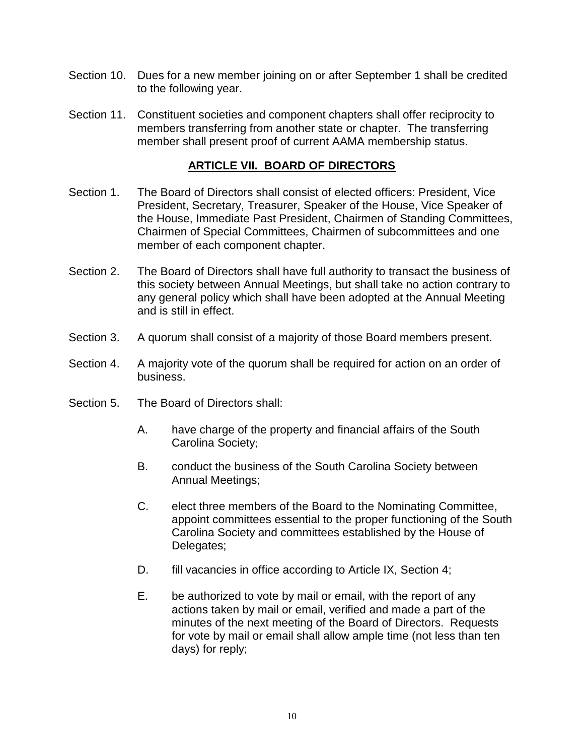Section 10. Dues for a new member joining on or after September 1 shall be credited to the following year.

Section 11. Constituent societies and component chapters shall offer reciprocity to members transferring from another state or chapter. The transferring member shall present proof of current AAMA membership status.

## ARTICLE VII. BOARD OF DIRECTORS

Section 1. The Board of Directors shall consist of elected officers: President, Vice President, Secretary, Treasurer, Speaker of the House, Vice Speaker of the House, Immediate Past President, Chairmen of Standing Committees, Chairmen of Special Committees, Chairmen of subcommittees and one member of each component chapter.

Section 2. The Board of Directors shall have full authority to transact the business of this society between Annual Meetings, but shall take no action contrary to any general policy which shall have been adopted at the Annual Meeting and is still in effect.

Section 3. A quorum shall consist of a majority of those Board members present.

Section 4. A majority vote of the quorum shall be required for action on an order of business.

Section 5. The Board of Directors shall:

A. have charge of the property and financial affairs of the South Carolina Society;

B. conduct the business of the South Carolina Society between Annual Meetings;

C. elect three members of the Board to the Nominating Committee, appoint committees essential to the proper functioning of the South Carolina Society and committees established by the House of Delegates;

D. fill vacancies in office according to Article IX, Section 4;

E. be authorized to vote by mail or email, with the report of any actions taken by mail or email, verified and made a part of the minutes of the next meeting of the Board of Directors. Requests for vote by mail or email shall allow ample time (not less than ten days) for reply;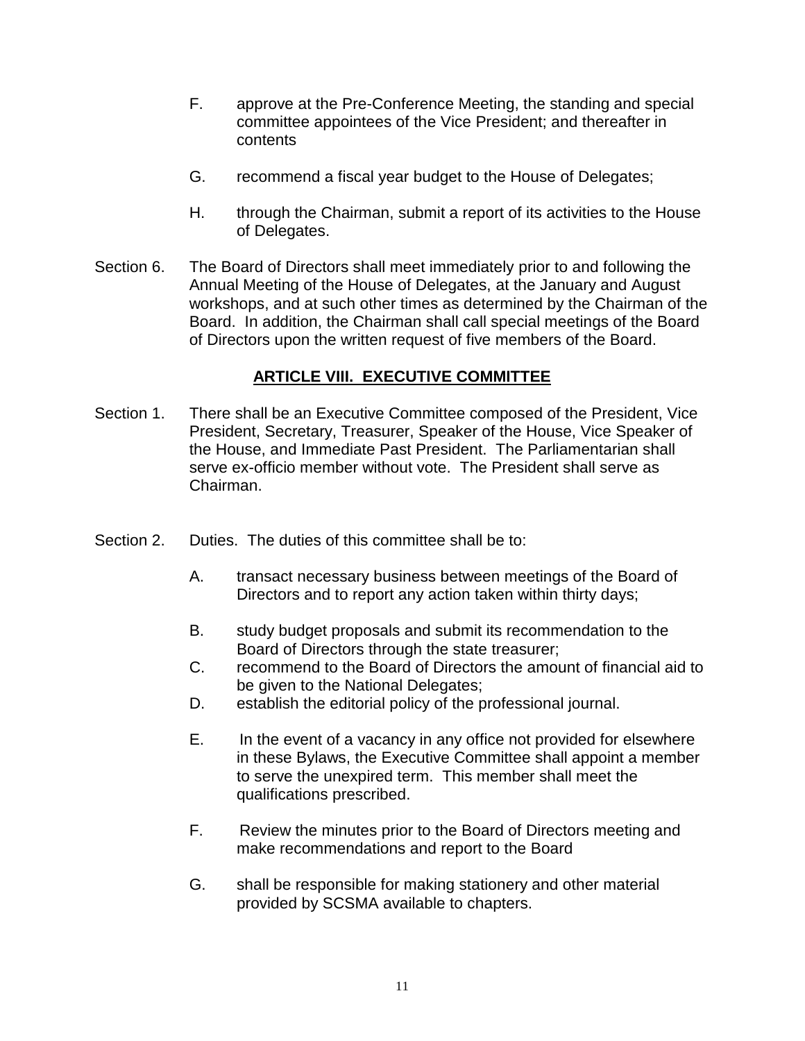F. approve at the Pre-Conference Meeting, the standing and special committee appointees of the Vice President; and thereafter in contents

G. recommend a fiscal year budget to the House of Delegates;

H. through the Chairman, submit a report of its activities to the House of Delegates.

Section 6. The Board of Directors shall meet immediately prior to and following the Annual Meeting of the House of Delegates, at the January and August workshops, and at such other times as determined by the Chairman of the Board. In addition, the Chairman shall call special meetings of the Board of Directors upon the written request of five members of the Board.

## ARTICLE VIII. EXECUTIVE COMMITTEE

Section 1. There shall be an Executive Committee composed of the President, Vice President, Secretary, Treasurer, Speaker of the House, Vice Speaker of the House, and Immediate Past President. The Parliamentarian shall serve ex-officio member without vote. The President shall serve as Chairman.

Section 2. Duties. The duties of this committee shall be to:

A. transact necessary business between meetings of the Board of Directors and to report any action taken within thirty days;

B. study budget proposals and submit its recommendation to the Board of Directors through the state treasurer;

C. recommend to the Board of Directors the amount of financial aid to be given to the National Delegates;

D. establish the editorial policy of the professional journal.

E. In the event of a vacancy in any office not provided for elsewhere in these Bylaws, the Executive Committee shall appoint a member to serve the unexpired term. This member shall meet the qualifications prescribed.

F. Review the minutes prior to the Board of Directors meeting and make recommendations and report to the Board

G. shall be responsible for making stationery and other material provided by SCSMA available to chapters.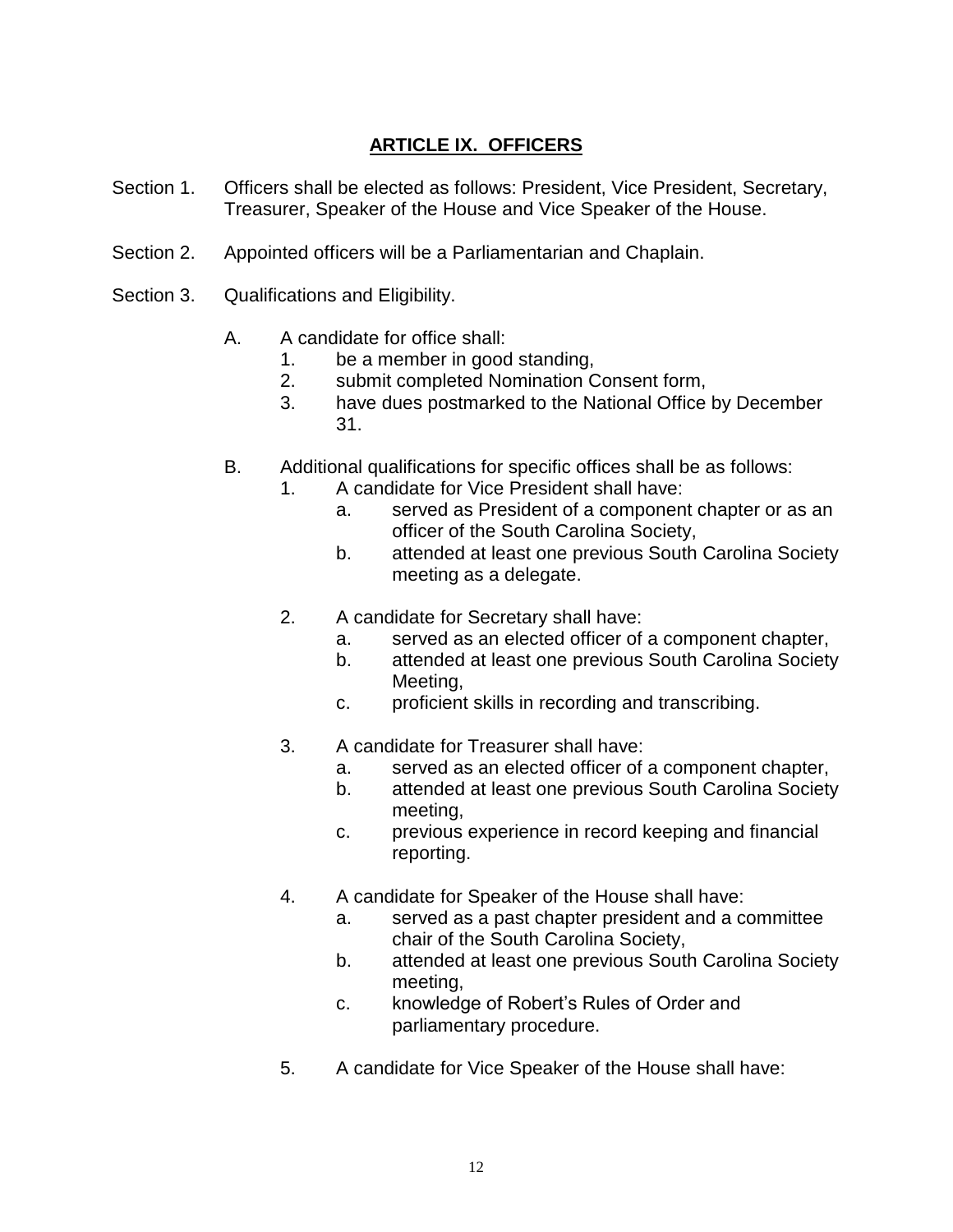## ARTICLE IX. OFFICERS

Section 1. Officers shall be elected as follows: President, Vice President, Secretary, Treasurer, Speaker of the House and Vice Speaker of the House.

Section 2. Appointed officers will be a Parliamentarian and Chaplain.

Section 3. Qualifications and Eligibility.

A. A candidate for office shall:
   1. be a member in good standing,
   2. submit completed Nomination Consent form,
   3. have dues postmarked to the National Office by December 31.

B. Additional qualifications for specific offices shall be as follows:
   1. A candidate for Vice President shall have:
      a. served as President of a component chapter or as an officer of the South Carolina Society,
      b. attended at least one previous South Carolina Society meeting as a delegate.

   2. A candidate for Secretary shall have:
      a. served as an elected officer of a component chapter,
      b. attended at least one previous South Carolina Society Meeting,
      c. proficient skills in recording and transcribing.

   3. A candidate for Treasurer shall have:
      a. served as an elected officer of a component chapter,
      b. attended at least one previous South Carolina Society meeting,
      c. previous experience in record keeping and financial reporting.

   4. A candidate for Speaker of the House shall have:
      a. served as a past chapter president and a committee chair of the South Carolina Society,
      b. attended at least one previous South Carolina Society meeting,
      c. knowledge of Robert's Rules of Order and parliamentary procedure.

   5. A candidate for Vice Speaker of the House shall have: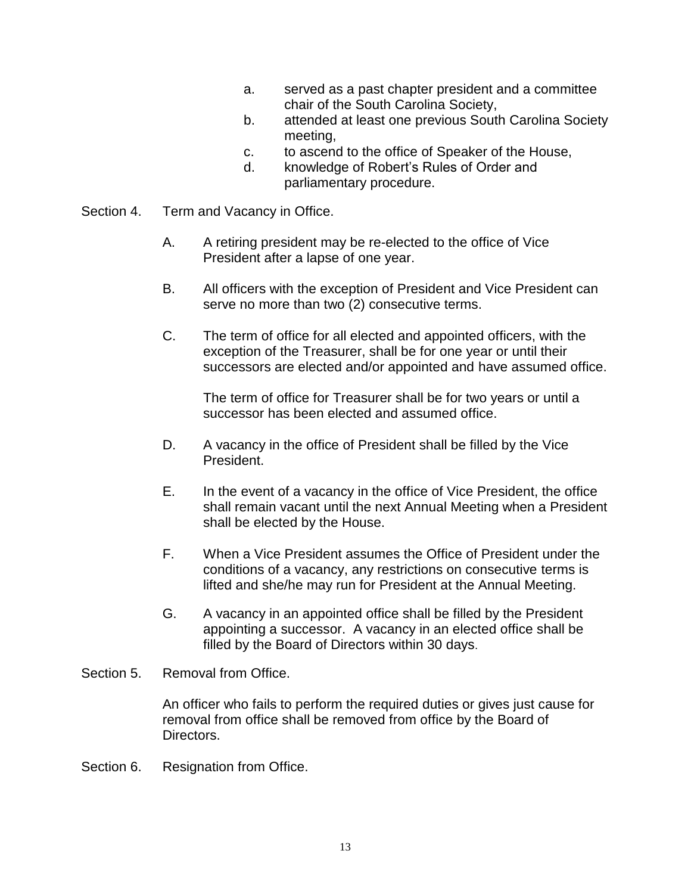a. served as a past chapter president and a committee chair of the South Carolina Society,
b. attended at least one previous South Carolina Society meeting,
c. to ascend to the office of Speaker of the House,
d. knowledge of Robert's Rules of Order and parliamentary procedure.

Section 4. Term and Vacancy in Office.

A. A retiring president may be re-elected to the office of Vice President after a lapse of one year.

B. All officers with the exception of President and Vice President can serve no more than two (2) consecutive terms.

C. The term of office for all elected and appointed officers, with the exception of the Treasurer, shall be for one year or until their successors are elected and/or appointed and have assumed office.

The term of office for Treasurer shall be for two years or until a successor has been elected and assumed office.

D. A vacancy in the office of President shall be filled by the Vice President.

E. In the event of a vacancy in the office of Vice President, the office shall remain vacant until the next Annual Meeting when a President shall be elected by the House.

F. When a Vice President assumes the Office of President under the conditions of a vacancy, any restrictions on consecutive terms is lifted and she/he may run for President at the Annual Meeting.

G. A vacancy in an appointed office shall be filled by the President appointing a successor. A vacancy in an elected office shall be filled by the Board of Directors within 30 days.

Section 5. Removal from Office.

An officer who fails to perform the required duties or gives just cause for removal from office shall be removed from office by the Board of Directors.

Section 6. Resignation from Office.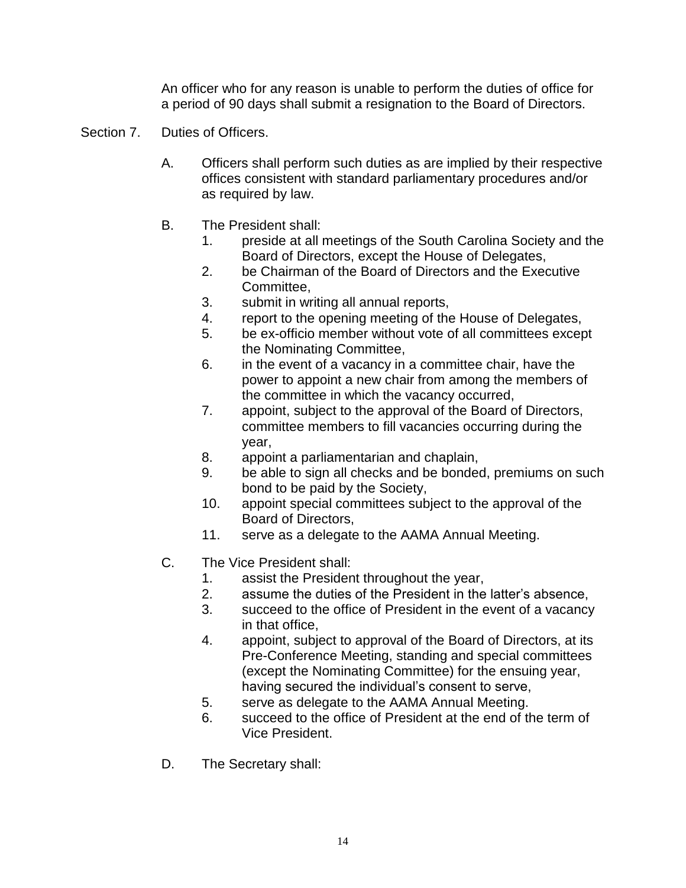An officer who for any reason is unable to perform the duties of office for a period of 90 days shall submit a resignation to the Board of Directors.

Section 7. Duties of Officers.

A. Officers shall perform such duties as are implied by their respective offices consistent with standard parliamentary procedures and/or as required by law.

B. The President shall:
1. preside at all meetings of the South Carolina Society and the Board of Directors, except the House of Delegates,
2. be Chairman of the Board of Directors and the Executive Committee,
3. submit in writing all annual reports,
4. report to the opening meeting of the House of Delegates,
5. be ex-officio member without vote of all committees except the Nominating Committee,
6. in the event of a vacancy in a committee chair, have the power to appoint a new chair from among the members of the committee in which the vacancy occurred,
7. appoint, subject to the approval of the Board of Directors, committee members to fill vacancies occurring during the year,
8. appoint a parliamentarian and chaplain,
9. be able to sign all checks and be bonded, premiums on such bond to be paid by the Society,
10. appoint special committees subject to the approval of the Board of Directors,
11. serve as a delegate to the AAMA Annual Meeting.

C. The Vice President shall:
1. assist the President throughout the year,
2. assume the duties of the President in the latter's absence,
3. succeed to the office of President in the event of a vacancy in that office,
4. appoint, subject to approval of the Board of Directors, at its Pre-Conference Meeting, standing and special committees (except the Nominating Committee) for the ensuing year, having secured the individual's consent to serve,
5. serve as delegate to the AAMA Annual Meeting.
6. succeed to the office of President at the end of the term of Vice President.

D. The Secretary shall: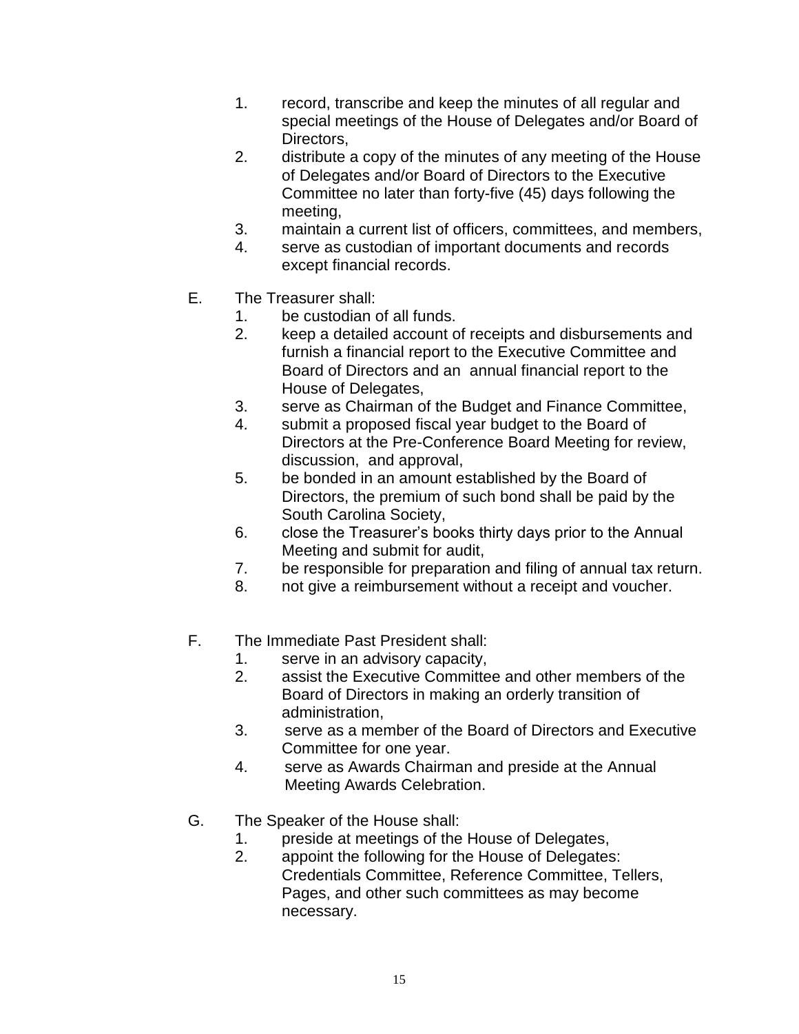1. record, transcribe and keep the minutes of all regular and special meetings of the House of Delegates and/or Board of Directors,
2. distribute a copy of the minutes of any meeting of the House of Delegates and/or Board of Directors to the Executive Committee no later than forty-five (45) days following the meeting,
3. maintain a current list of officers, committees, and members,
4. serve as custodian of important documents and records except financial records.

E. The Treasurer shall:
   1. be custodian of all funds.
   2. keep a detailed account of receipts and disbursements and furnish a financial report to the Executive Committee and Board of Directors and an annual financial report to the House of Delegates,
   3. serve as Chairman of the Budget and Finance Committee,
   4. submit a proposed fiscal year budget to the Board of Directors at the Pre-Conference Board Meeting for review, discussion, and approval,
   5. be bonded in an amount established by the Board of Directors, the premium of such bond shall be paid by the South Carolina Society,
   6. close the Treasurer's books thirty days prior to the Annual Meeting and submit for audit,
   7. be responsible for preparation and filing of annual tax return.
   8. not give a reimbursement without a receipt and voucher.

F. The Immediate Past President shall:
   1. serve in an advisory capacity,
   2. assist the Executive Committee and other members of the Board of Directors in making an orderly transition of administration,
   3. serve as a member of the Board of Directors and Executive Committee for one year.
   4. serve as Awards Chairman and preside at the Annual Meeting Awards Celebration.

G. The Speaker of the House shall:
   1. preside at meetings of the House of Delegates,
   2. appoint the following for the House of Delegates: Credentials Committee, Reference Committee, Tellers, Pages, and other such committees as may become necessary.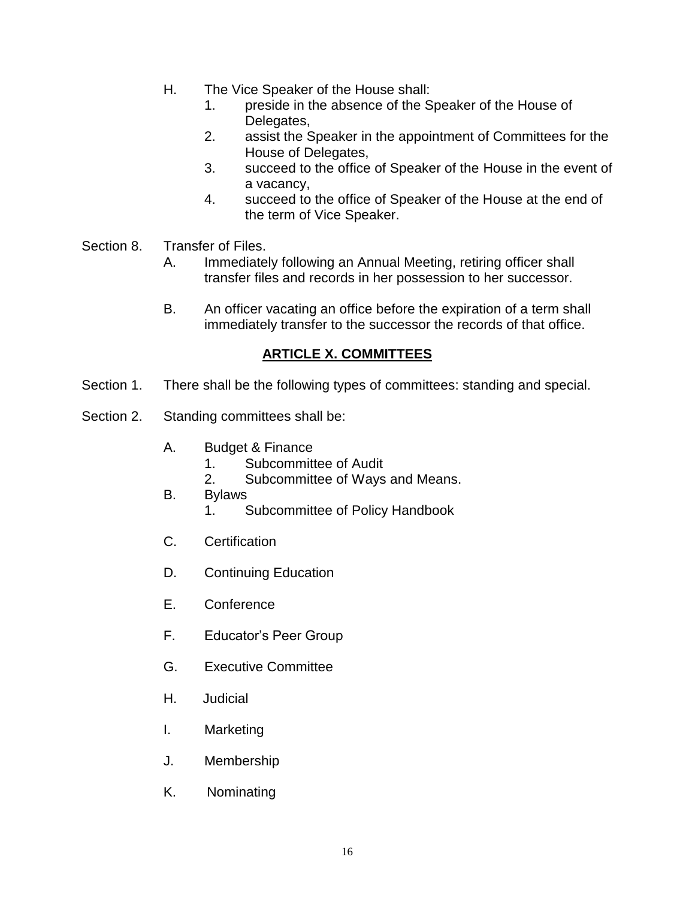H. The Vice Speaker of the House shall:
   1. preside in the absence of the Speaker of the House of Delegates,
   2. assist the Speaker in the appointment of Committees for the House of Delegates,
   3. succeed to the office of Speaker of the House in the event of a vacancy,
   4. succeed to the office of Speaker of the House at the end of the term of Vice Speaker.

Section 8. Transfer of Files.

A. Immediately following an Annual Meeting, retiring officer shall transfer files and records in her possession to her successor.

B. An officer vacating an office before the expiration of a term shall immediately transfer to the successor the records of that office.

## ARTICLE X. COMMITTEES

Section 1. There shall be the following types of committees: standing and special.

Section 2. Standing committees shall be:

A. Budget & Finance
   1. Subcommittee of Audit
   2. Subcommittee of Ways and Means.

B. Bylaws
   1. Subcommittee of Policy Handbook

C. Certification

D. Continuing Education

E. Conference

F. Educator's Peer Group

G. Executive Committee

H. Judicial

I. Marketing

J. Membership

K. Nominating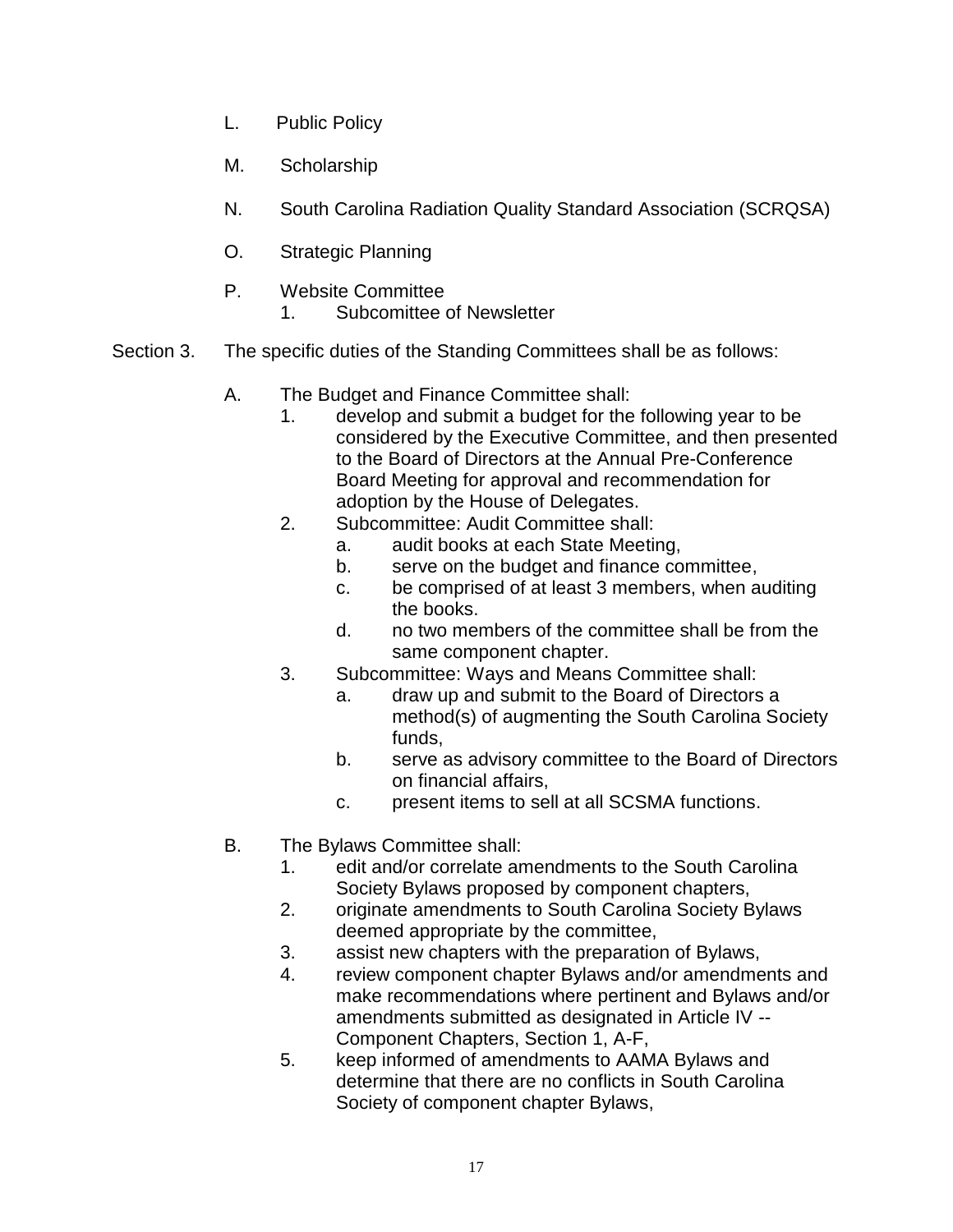L. Public Policy

M. Scholarship

N. South Carolina Radiation Quality Standard Association (SCRQSA)

O. Strategic Planning

P. Website Committee
   1. Subcomittee of Newsletter

Section 3. The specific duties of the Standing Committees shall be as follows:

A. The Budget and Finance Committee shall:
   1. develop and submit a budget for the following year to be considered by the Executive Committee, and then presented to the Board of Directors at the Annual Pre-Conference Board Meeting for approval and recommendation for adoption by the House of Delegates.
   2. Subcommittee: Audit Committee shall:
      a. audit books at each State Meeting,
      b. serve on the budget and finance committee,
      c. be comprised of at least 3 members, when auditing the books.
      d. no two members of the committee shall be from the same component chapter.
   3. Subcommittee: Ways and Means Committee shall:
      a. draw up and submit to the Board of Directors a method(s) of augmenting the South Carolina Society funds,
      b. serve as advisory committee to the Board of Directors on financial affairs,
      c. present items to sell at all SCSMA functions.

B. The Bylaws Committee shall:
   1. edit and/or correlate amendments to the South Carolina Society Bylaws proposed by component chapters,
   2. originate amendments to South Carolina Society Bylaws deemed appropriate by the committee,
   3. assist new chapters with the preparation of Bylaws,
   4. review component chapter Bylaws and/or amendments and make recommendations where pertinent and Bylaws and/or amendments submitted as designated in Article IV -- Component Chapters, Section 1, A-F,
   5. keep informed of amendments to AAMA Bylaws and determine that there are no conflicts in South Carolina Society of component chapter Bylaws,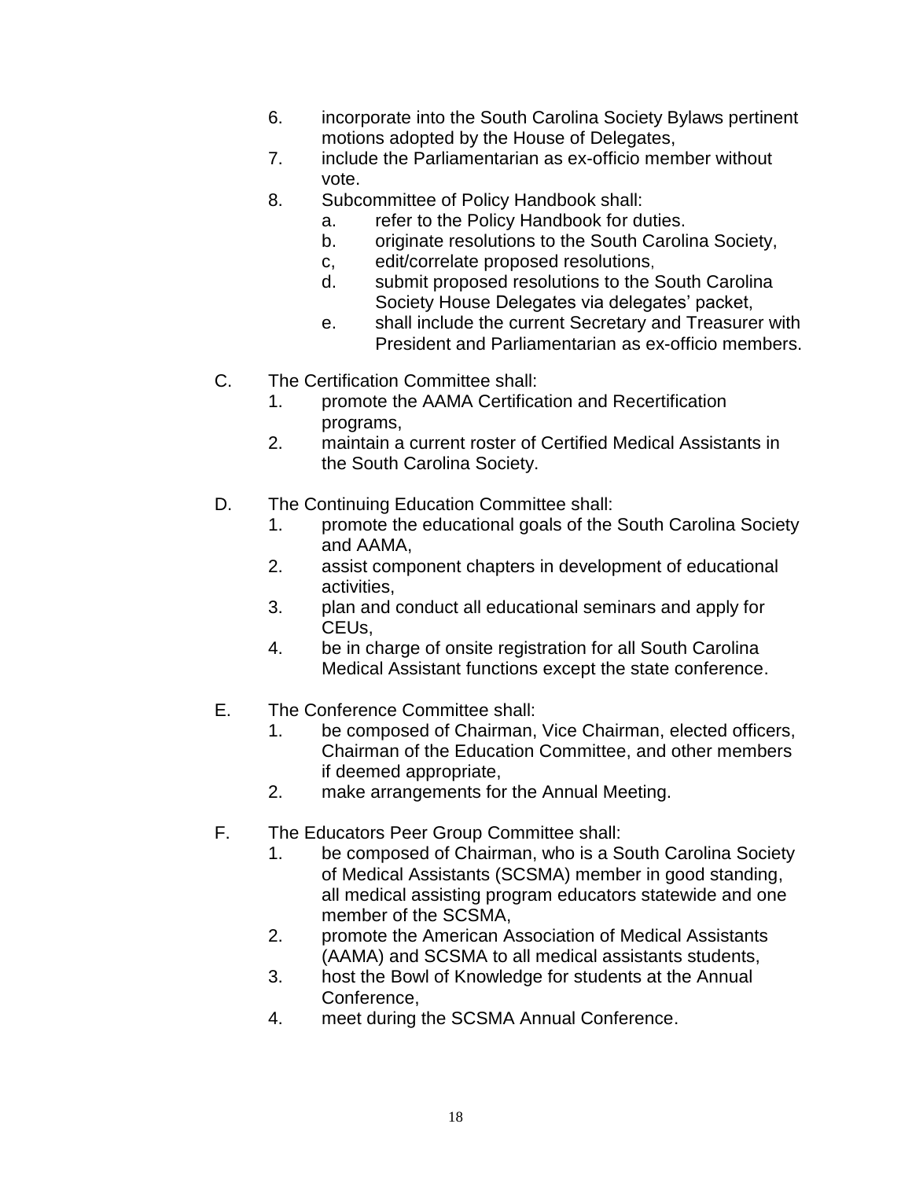6. incorporate into the South Carolina Society Bylaws pertinent motions adopted by the House of Delegates,
7. include the Parliamentarian as ex-officio member without vote.
8. Subcommittee of Policy Handbook shall:
   a. refer to the Policy Handbook for duties.
   b. originate resolutions to the South Carolina Society,
   c, edit/correlate proposed resolutions,
   d. submit proposed resolutions to the South Carolina Society House Delegates via delegates' packet,
   e. shall include the current Secretary and Treasurer with President and Parliamentarian as ex-officio members.

C. The Certification Committee shall:
   1. promote the AAMA Certification and Recertification programs,
   2. maintain a current roster of Certified Medical Assistants in the South Carolina Society.

D. The Continuing Education Committee shall:
   1. promote the educational goals of the South Carolina Society and AAMA,
   2. assist component chapters in development of educational activities,
   3. plan and conduct all educational seminars and apply for CEUs,
   4. be in charge of onsite registration for all South Carolina Medical Assistant functions except the state conference.

E. The Conference Committee shall:
   1. be composed of Chairman, Vice Chairman, elected officers, Chairman of the Education Committee, and other members if deemed appropriate,
   2. make arrangements for the Annual Meeting.

F. The Educators Peer Group Committee shall:
   1. be composed of Chairman, who is a South Carolina Society of Medical Assistants (SCSMA) member in good standing, all medical assisting program educators statewide and one member of the SCSMA,
   2. promote the American Association of Medical Assistants (AAMA) and SCSMA to all medical assistants students,
   3. host the Bowl of Knowledge for students at the Annual Conference,
   4. meet during the SCSMA Annual Conference.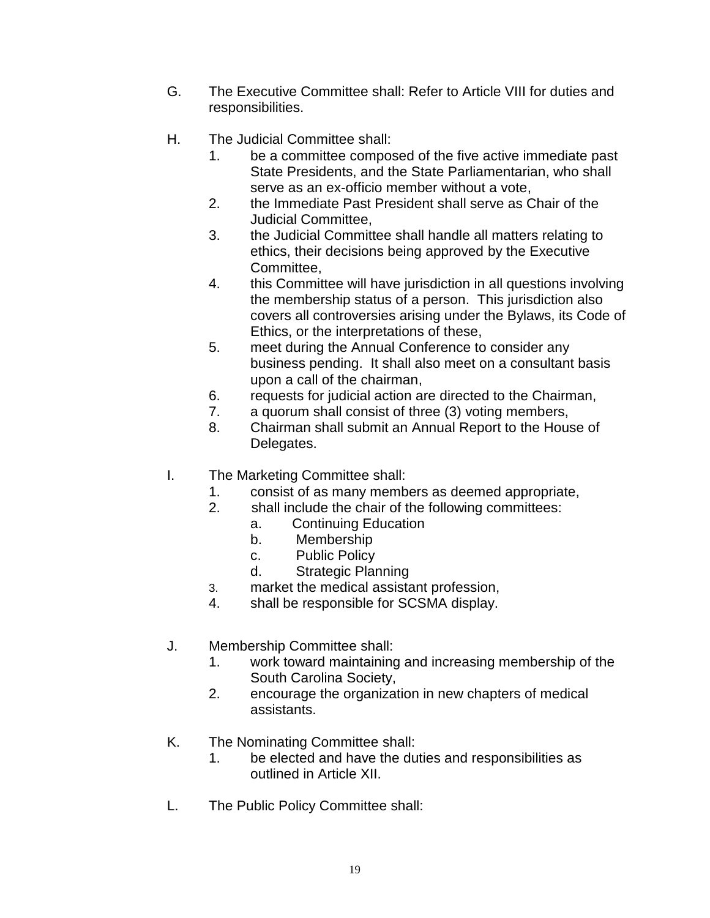G. The Executive Committee shall: Refer to Article VIII for duties and responsibilities.

H. The Judicial Committee shall:
   1. be a committee composed of the five active immediate past State Presidents, and the State Parliamentarian, who shall serve as an ex-officio member without a vote,
   2. the Immediate Past President shall serve as Chair of the Judicial Committee,
   3. the Judicial Committee shall handle all matters relating to ethics, their decisions being approved by the Executive Committee,
   4. this Committee will have jurisdiction in all questions involving the membership status of a person. This jurisdiction also covers all controversies arising under the Bylaws, its Code of Ethics, or the interpretations of these,
   5. meet during the Annual Conference to consider any business pending. It shall also meet on a consultant basis upon a call of the chairman,
   6. requests for judicial action are directed to the Chairman,
   7. a quorum shall consist of three (3) voting members,
   8. Chairman shall submit an Annual Report to the House of Delegates.

I. The Marketing Committee shall:
   1. consist of as many members as deemed appropriate,
   2. shall include the chair of the following committees:
      a. Continuing Education
      b. Membership
      c. Public Policy
      d. Strategic Planning
   3. market the medical assistant profession,
   4. shall be responsible for SCSMA display.

J. Membership Committee shall:
   1. work toward maintaining and increasing membership of the South Carolina Society,
   2. encourage the organization in new chapters of medical assistants.

K. The Nominating Committee shall:
   1. be elected and have the duties and responsibilities as outlined in Article XII.

L. The Public Policy Committee shall: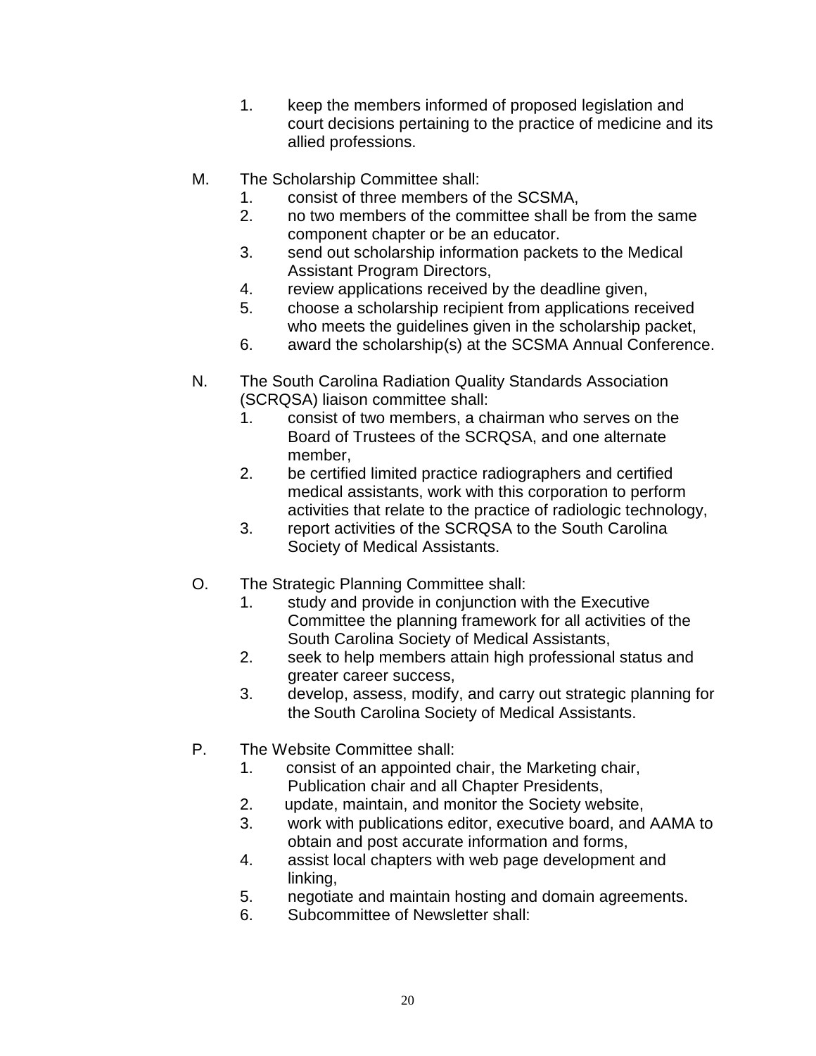1. keep the members informed of proposed legislation and court decisions pertaining to the practice of medicine and its allied professions.

M. The Scholarship Committee shall:
   1. consist of three members of the SCSMA,
   2. no two members of the committee shall be from the same component chapter or be an educator.
   3. send out scholarship information packets to the Medical Assistant Program Directors,
   4. review applications received by the deadline given,
   5. choose a scholarship recipient from applications received who meets the guidelines given in the scholarship packet,
   6. award the scholarship(s) at the SCSMA Annual Conference.

N. The South Carolina Radiation Quality Standards Association (SCRQSA) liaison committee shall:
   1. consist of two members, a chairman who serves on the Board of Trustees of the SCRQSA, and one alternate member,
   2. be certified limited practice radiographers and certified medical assistants, work with this corporation to perform activities that relate to the practice of radiologic technology,
   3. report activities of the SCRQSA to the South Carolina Society of Medical Assistants.

O. The Strategic Planning Committee shall:
   1. study and provide in conjunction with the Executive Committee the planning framework for all activities of the South Carolina Society of Medical Assistants,
   2. seek to help members attain high professional status and greater career success,
   3. develop, assess, modify, and carry out strategic planning for the South Carolina Society of Medical Assistants.

P. The Website Committee shall:
   1. consist of an appointed chair, the Marketing chair, Publication chair and all Chapter Presidents,
   2. update, maintain, and monitor the Society website,
   3. work with publications editor, executive board, and AAMA to obtain and post accurate information and forms,
   4. assist local chapters with web page development and linking,
   5. negotiate and maintain hosting and domain agreements.
   6. Subcommittee of Newsletter shall: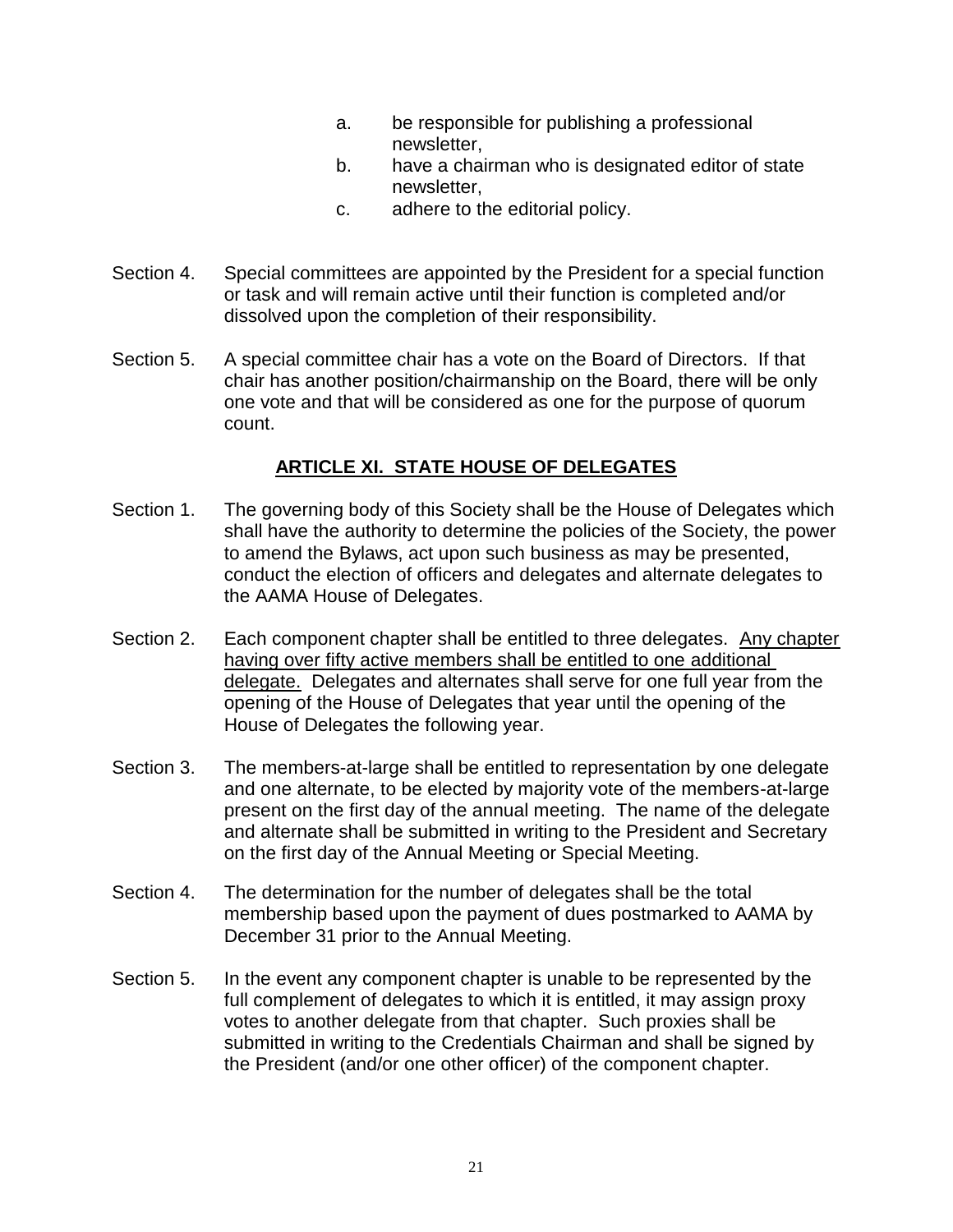a. be responsible for publishing a professional newsletter,
b. have a chairman who is designated editor of state newsletter,
c. adhere to the editorial policy.

Section 4. Special committees are appointed by the President for a special function or task and will remain active until their function is completed and/or dissolved upon the completion of their responsibility.

Section 5. A special committee chair has a vote on the Board of Directors. If that chair has another position/chairmanship on the Board, there will be only one vote and that will be considered as one for the purpose of quorum count.

## ARTICLE XI. STATE HOUSE OF DELEGATES

Section 1. The governing body of this Society shall be the House of Delegates which shall have the authority to determine the policies of the Society, the power to amend the Bylaws, act upon such business as may be presented, conduct the election of officers and delegates and alternate delegates to the AAMA House of Delegates.

Section 2. Each component chapter shall be entitled to three delegates. <u>Any chapter having over fifty active members shall be entitled to one additional delegate.</u> Delegates and alternates shall serve for one full year from the opening of the House of Delegates that year until the opening of the House of Delegates the following year.

Section 3. The members-at-large shall be entitled to representation by one delegate and one alternate, to be elected by majority vote of the members-at-large present on the first day of the annual meeting. The name of the delegate and alternate shall be submitted in writing to the President and Secretary on the first day of the Annual Meeting or Special Meeting.

Section 4. The determination for the number of delegates shall be the total membership based upon the payment of dues postmarked to AAMA by December 31 prior to the Annual Meeting.

Section 5. In the event any component chapter is unable to be represented by the full complement of delegates to which it is entitled, it may assign proxy votes to another delegate from that chapter. Such proxies shall be submitted in writing to the Credentials Chairman and shall be signed by the President (and/or one other officer) of the component chapter.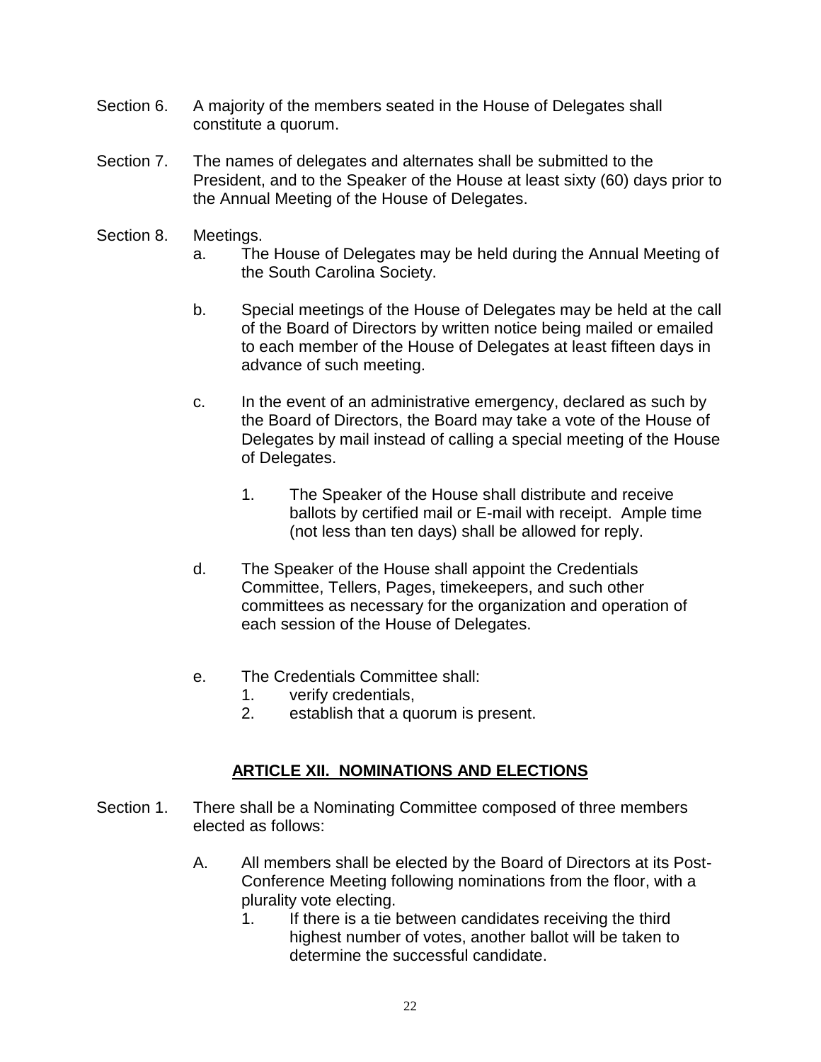Section 6. A majority of the members seated in the House of Delegates shall constitute a quorum.

Section 7. The names of delegates and alternates shall be submitted to the President, and to the Speaker of the House at least sixty (60) days prior to the Annual Meeting of the House of Delegates.

Section 8. Meetings.

- a. The House of Delegates may be held during the Annual Meeting of the South Carolina Society.

- b. Special meetings of the House of Delegates may be held at the call of the Board of Directors by written notice being mailed or emailed to each member of the House of Delegates at least fifteen days in advance of such meeting.

- c. In the event of an administrative emergency, declared as such by the Board of Directors, the Board may take a vote of the House of Delegates by mail instead of calling a special meeting of the House of Delegates.

  1. The Speaker of the House shall distribute and receive ballots by certified mail or E-mail with receipt. Ample time (not less than ten days) shall be allowed for reply.

- d. The Speaker of the House shall appoint the Credentials Committee, Tellers, Pages, timekeepers, and such other committees as necessary for the organization and operation of each session of the House of Delegates.

- e. The Credentials Committee shall:
  1. verify credentials,
  2. establish that a quorum is present.

## ARTICLE XII. NOMINATIONS AND ELECTIONS

Section 1. There shall be a Nominating Committee composed of three members elected as follows:

- A. All members shall be elected by the Board of Directors at its Post-Conference Meeting following nominations from the floor, with a plurality vote electing.
  1. If there is a tie between candidates receiving the third highest number of votes, another ballot will be taken to determine the successful candidate.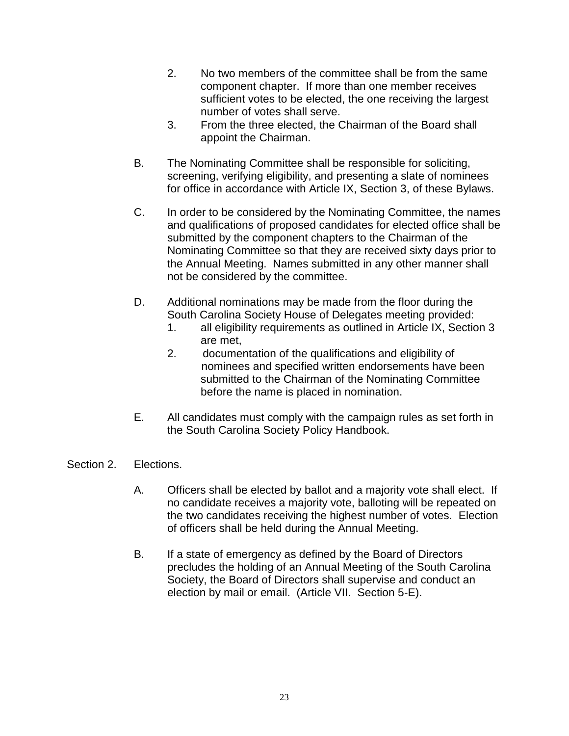2. No two members of the committee shall be from the same component chapter. If more than one member receives sufficient votes to be elected, the one receiving the largest number of votes shall serve.
3. From the three elected, the Chairman of the Board shall appoint the Chairman.

B. The Nominating Committee shall be responsible for soliciting, screening, verifying eligibility, and presenting a slate of nominees for office in accordance with Article IX, Section 3, of these Bylaws.

C. In order to be considered by the Nominating Committee, the names and qualifications of proposed candidates for elected office shall be submitted by the component chapters to the Chairman of the Nominating Committee so that they are received sixty days prior to the Annual Meeting. Names submitted in any other manner shall not be considered by the committee.

D. Additional nominations may be made from the floor during the South Carolina Society House of Delegates meeting provided:
   1. all eligibility requirements as outlined in Article IX, Section 3 are met,
   2. documentation of the qualifications and eligibility of nominees and specified written endorsements have been submitted to the Chairman of the Nominating Committee before the name is placed in nomination.

E. All candidates must comply with the campaign rules as set forth in the South Carolina Society Policy Handbook.

Section 2. Elections.

A. Officers shall be elected by ballot and a majority vote shall elect. If no candidate receives a majority vote, balloting will be repeated on the two candidates receiving the highest number of votes. Election of officers shall be held during the Annual Meeting.

B. If a state of emergency as defined by the Board of Directors precludes the holding of an Annual Meeting of the South Carolina Society, the Board of Directors shall supervise and conduct an election by mail or email. (Article VII. Section 5-E).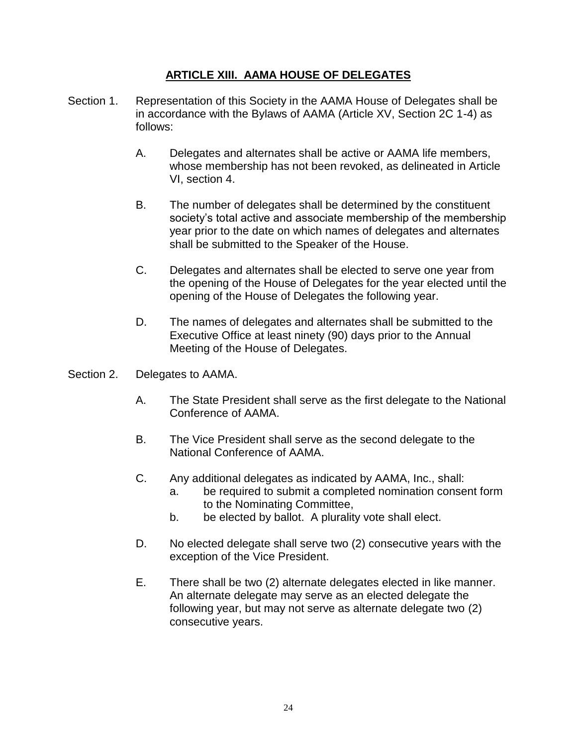## ARTICLE XIII. AAMA HOUSE OF DELEGATES

Section 1. Representation of this Society in the AAMA House of Delegates shall be in accordance with the Bylaws of AAMA (Article XV, Section 2C 1-4) as follows:

A. Delegates and alternates shall be active or AAMA life members, whose membership has not been revoked, as delineated in Article VI, section 4.

B. The number of delegates shall be determined by the constituent society's total active and associate membership of the membership year prior to the date on which names of delegates and alternates shall be submitted to the Speaker of the House.

C. Delegates and alternates shall be elected to serve one year from the opening of the House of Delegates for the year elected until the opening of the House of Delegates the following year.

D. The names of delegates and alternates shall be submitted to the Executive Office at least ninety (90) days prior to the Annual Meeting of the House of Delegates.

Section 2. Delegates to AAMA.

A. The State President shall serve as the first delegate to the National Conference of AAMA.

B. The Vice President shall serve as the second delegate to the National Conference of AAMA.

C. Any additional delegates as indicated by AAMA, Inc., shall:
  a. be required to submit a completed nomination consent form to the Nominating Committee,
  b. be elected by ballot. A plurality vote shall elect.

D. No elected delegate shall serve two (2) consecutive years with the exception of the Vice President.

E. There shall be two (2) alternate delegates elected in like manner. An alternate delegate may serve as an elected delegate the following year, but may not serve as alternate delegate two (2) consecutive years.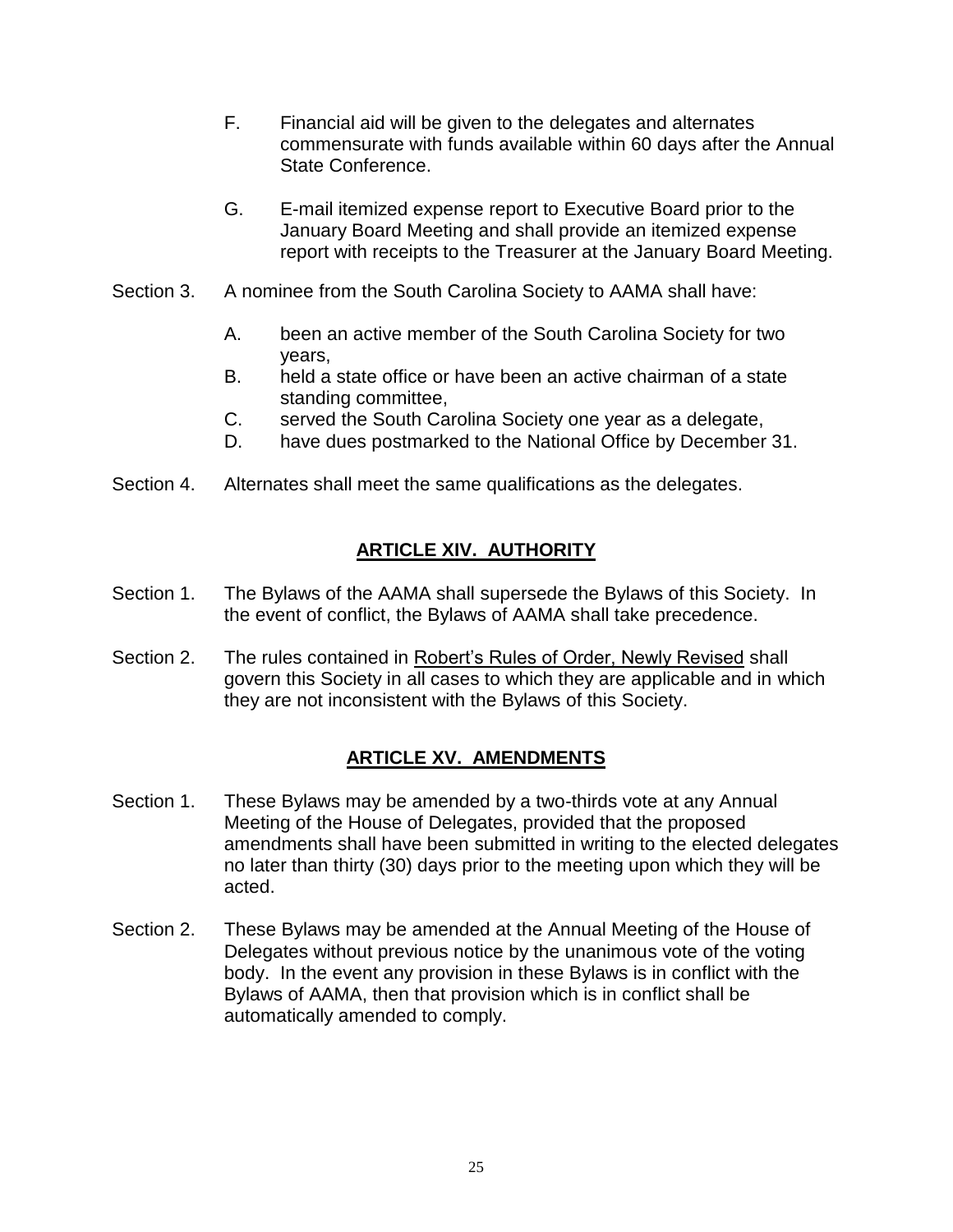F. Financial aid will be given to the delegates and alternates commensurate with funds available within 60 days after the Annual State Conference.

G. E-mail itemized expense report to Executive Board prior to the January Board Meeting and shall provide an itemized expense report with receipts to the Treasurer at the January Board Meeting.

Section 3. A nominee from the South Carolina Society to AAMA shall have:

A. been an active member of the South Carolina Society for two years,
B. held a state office or have been an active chairman of a state standing committee,
C. served the South Carolina Society one year as a delegate,
D. have dues postmarked to the National Office by December 31.

Section 4. Alternates shall meet the same qualifications as the delegates.

## ARTICLE XIV. AUTHORITY

Section 1. The Bylaws of the AAMA shall supersede the Bylaws of this Society. In the event of conflict, the Bylaws of AAMA shall take precedence.

Section 2. The rules contained in Robert's Rules of Order, Newly Revised shall govern this Society in all cases to which they are applicable and in which they are not inconsistent with the Bylaws of this Society.

## ARTICLE XV. AMENDMENTS

Section 1. These Bylaws may be amended by a two-thirds vote at any Annual Meeting of the House of Delegates, provided that the proposed amendments shall have been submitted in writing to the elected delegates no later than thirty (30) days prior to the meeting upon which they will be acted.

Section 2. These Bylaws may be amended at the Annual Meeting of the House of Delegates without previous notice by the unanimous vote of the voting body. In the event any provision in these Bylaws is in conflict with the Bylaws of AAMA, then that provision which is in conflict shall be automatically amended to comply.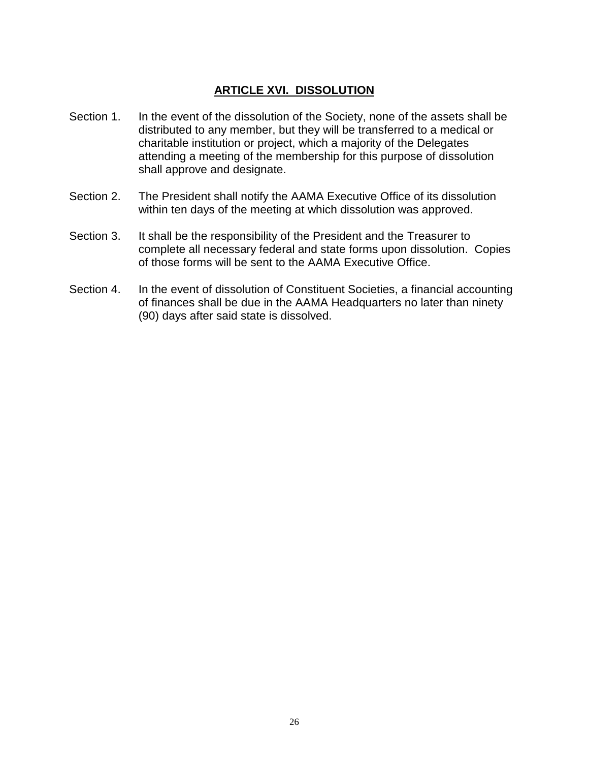## ARTICLE XVI. DISSOLUTION

Section 1. In the event of the dissolution of the Society, none of the assets shall be distributed to any member, but they will be transferred to a medical or charitable institution or project, which a majority of the Delegates attending a meeting of the membership for this purpose of dissolution shall approve and designate.

Section 2. The President shall notify the AAMA Executive Office of its dissolution within ten days of the meeting at which dissolution was approved.

Section 3. It shall be the responsibility of the President and the Treasurer to complete all necessary federal and state forms upon dissolution. Copies of those forms will be sent to the AAMA Executive Office.

Section 4. In the event of dissolution of Constituent Societies, a financial accounting of finances shall be due in the AAMA Headquarters no later than ninety (90) days after said state is dissolved.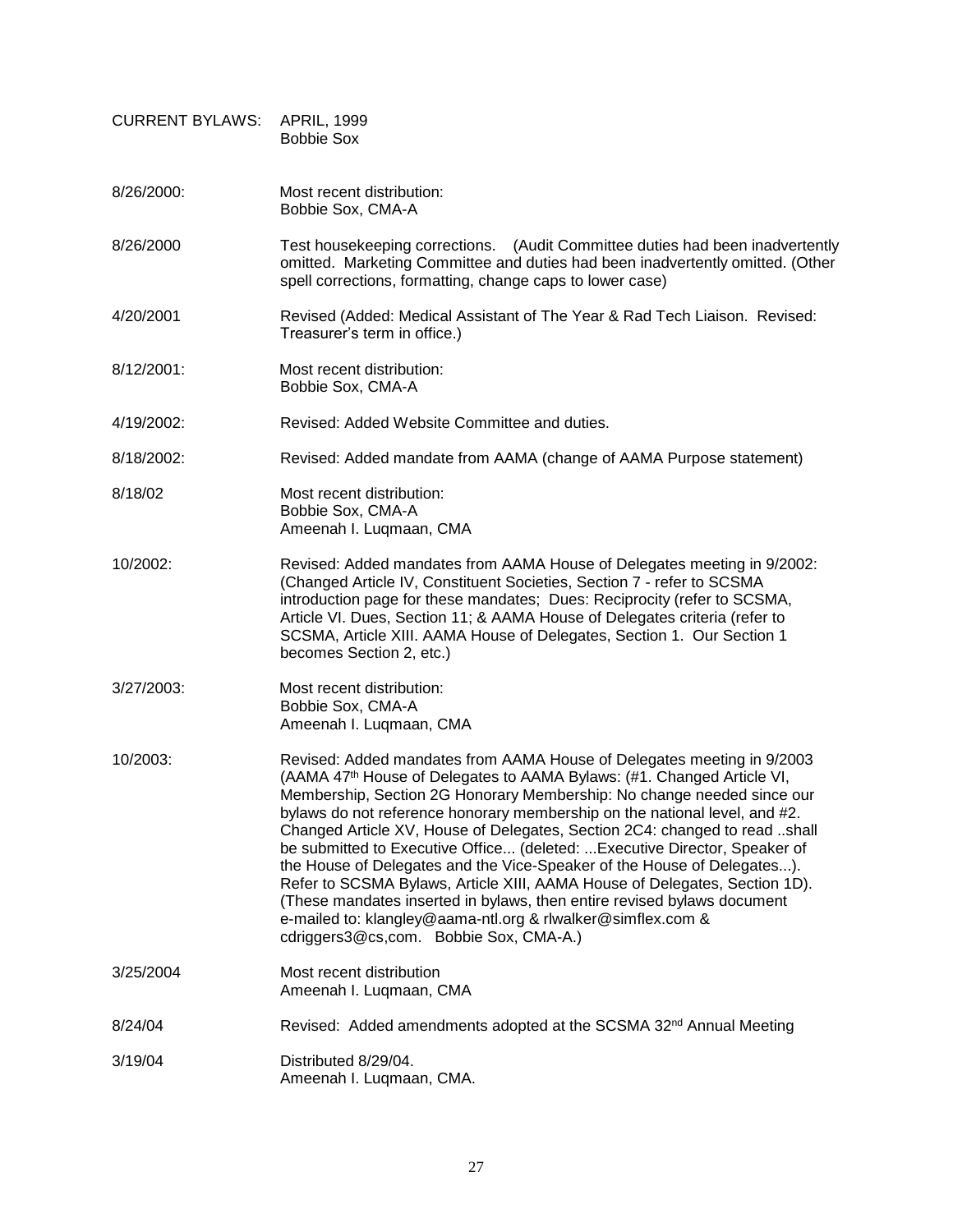CURRENT BYLAWS: APRIL, 1999
Bobbie Sox

8/26/2000: Most recent distribution:
Bobbie Sox, CMA-A

8/26/2000 Test housekeeping corrections. (Audit Committee duties had been inadvertently omitted. Marketing Committee and duties had been inadvertently omitted. (Other spell corrections, formatting, change caps to lower case)

4/20/2001 Revised (Added: Medical Assistant of The Year & Rad Tech Liaison. Revised: Treasurer's term in office.)

8/12/2001: Most recent distribution:
Bobbie Sox, CMA-A

4/19/2002: Revised: Added Website Committee and duties.

8/18/2002: Revised: Added mandate from AAMA (change of AAMA Purpose statement)

8/18/02 Most recent distribution:
Bobbie Sox, CMA-A
Ameenah I. Luqmaan, CMA

10/2002: Revised: Added mandates from AAMA House of Delegates meeting in 9/2002: (Changed Article IV, Constituent Societies, Section 7 - refer to SCSMA introduction page for these mandates; Dues: Reciprocity (refer to SCSMA, Article VI. Dues, Section 11; & AAMA House of Delegates criteria (refer to SCSMA, Article XIII. AAMA House of Delegates, Section 1. Our Section 1 becomes Section 2, etc.)

3/27/2003: Most recent distribution:
Bobbie Sox, CMA-A
Ameenah I. Luqmaan, CMA

10/2003: Revised: Added mandates from AAMA House of Delegates meeting in 9/2003 (AAMA 47th House of Delegates to AAMA Bylaws: (#1. Changed Article VI, Membership, Section 2G Honorary Membership: No change needed since our bylaws do not reference honorary membership on the national level, and #2. Changed Article XV, House of Delegates, Section 2C4: changed to read ..shall be submitted to Executive Office... (deleted: ...Executive Director, Speaker of the House of Delegates and the Vice-Speaker of the House of Delegates...). Refer to SCSMA Bylaws, Article XIII, AAMA House of Delegates, Section 1D). (These mandates inserted in bylaws, then entire revised bylaws document e-mailed to: klangley@aama-ntl.org & rlwalker@simflex.com & cdriggers3@cs,com. Bobbie Sox, CMA-A.)

3/25/2004 Most recent distribution
Ameenah I. Luqmaan, CMA

8/24/04 Revised: Added amendments adopted at the SCSMA 32nd Annual Meeting

3/19/04 Distributed 8/29/04.
Ameenah I. Luqmaan, CMA.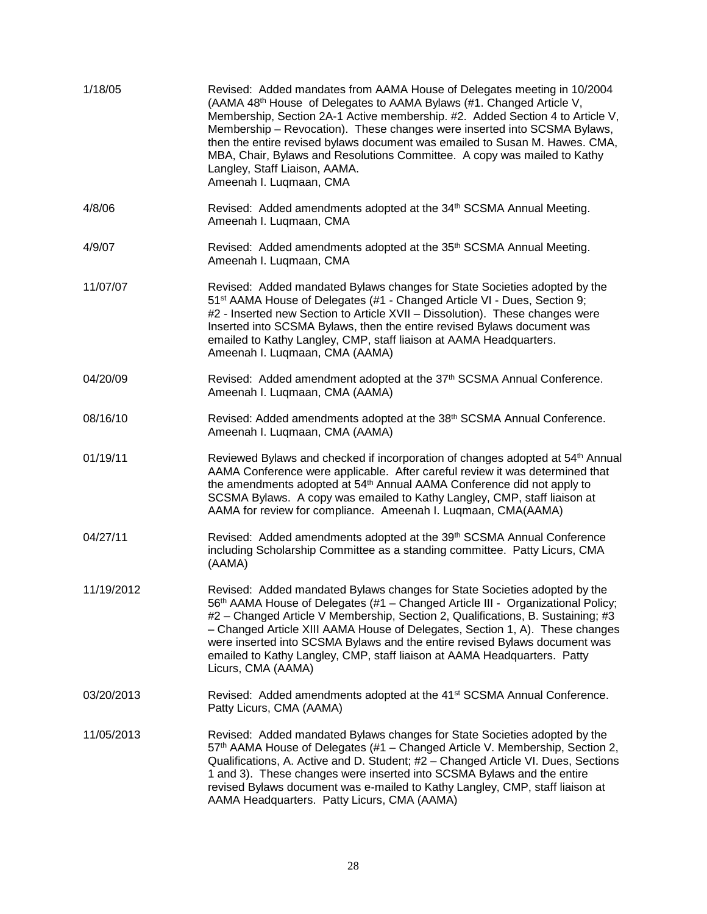| | |
|---|---|
| 1/18/05 | Revised: Added mandates from AAMA House of Delegates meeting in 10/2004 (AAMA 48th House of Delegates to AAMA Bylaws (#1. Changed Article V, Membership, Section 2A-1 Active membership. #2. Added Section 4 to Article V, Membership – Revocation). These changes were inserted into SCSMA Bylaws, then the entire revised bylaws document was emailed to Susan M. Hawes. CMA, MBA, Chair, Bylaws and Resolutions Committee. A copy was mailed to Kathy Langley, Staff Liaison, AAMA. Ameenah I. Luqmaan, CMA |
| 4/8/06 | Revised: Added amendments adopted at the 34th SCSMA Annual Meeting. Ameenah I. Luqmaan, CMA |
| 4/9/07 | Revised: Added amendments adopted at the 35th SCSMA Annual Meeting. Ameenah I. Luqmaan, CMA |
| 11/07/07 | Revised: Added mandated Bylaws changes for State Societies adopted by the 51st AAMA House of Delegates (#1 - Changed Article VI - Dues, Section 9; #2 - Inserted new Section to Article XVII – Dissolution). These changes were Inserted into SCSMA Bylaws, then the entire revised Bylaws document was emailed to Kathy Langley, CMP, staff liaison at AAMA Headquarters. Ameenah I. Luqmaan, CMA (AAMA) |
| 04/20/09 | Revised: Added amendment adopted at the 37th SCSMA Annual Conference. Ameenah I. Luqmaan, CMA (AAMA) |
| 08/16/10 | Revised: Added amendments adopted at the 38th SCSMA Annual Conference. Ameenah I. Luqmaan, CMA (AAMA) |
| 01/19/11 | Reviewed Bylaws and checked if incorporation of changes adopted at 54th Annual AAMA Conference were applicable. After careful review it was determined that the amendments adopted at 54th Annual AAMA Conference did not apply to SCSMA Bylaws. A copy was emailed to Kathy Langley, CMP, staff liaison at AAMA for review for compliance. Ameenah I. Luqmaan, CMA(AAMA) |
| 04/27/11 | Revised: Added amendments adopted at the 39th SCSMA Annual Conference including Scholarship Committee as a standing committee. Patty Licurs, CMA (AAMA) |
| 11/19/2012 | Revised: Added mandated Bylaws changes for State Societies adopted by the 56th AAMA House of Delegates (#1 – Changed Article III - Organizational Policy; #2 – Changed Article V Membership, Section 2, Qualifications, B. Sustaining; #3 – Changed Article XIII AAMA House of Delegates, Section 1, A). These changes were inserted into SCSMA Bylaws and the entire revised Bylaws document was emailed to Kathy Langley, CMP, staff liaison at AAMA Headquarters. Patty Licurs, CMA (AAMA) |
| 03/20/2013 | Revised: Added amendments adopted at the 41st SCSMA Annual Conference. Patty Licurs, CMA (AAMA) |
| 11/05/2013 | Revised: Added mandated Bylaws changes for State Societies adopted by the 57th AAMA House of Delegates (#1 – Changed Article V. Membership, Section 2, Qualifications, A. Active and D. Student; #2 – Changed Article VI. Dues, Sections 1 and 3). These changes were inserted into SCSMA Bylaws and the entire revised Bylaws document was e-mailed to Kathy Langley, CMP, staff liaison at AAMA Headquarters. Patty Licurs, CMA (AAMA) |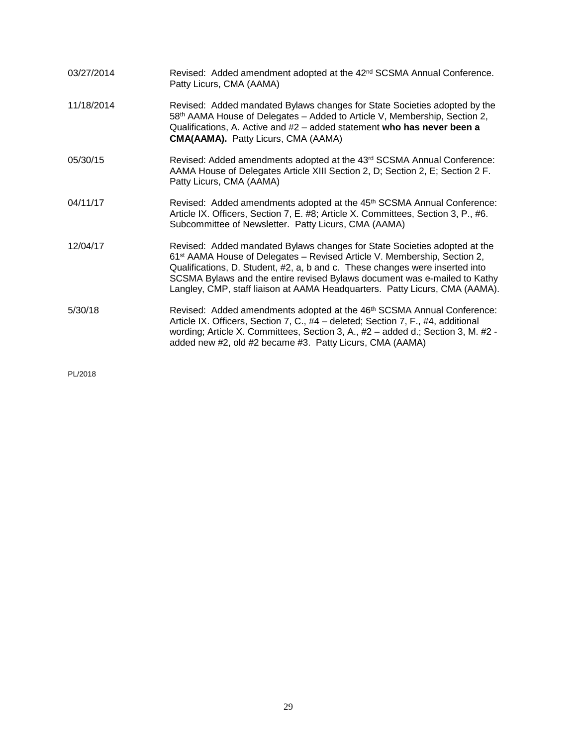| | |
|---|---|
| 03/27/2014 | Revised: Added amendment adopted at the 42nd SCSMA Annual Conference. Patty Licurs, CMA (AAMA) |
| 11/18/2014 | Revised: Added mandated Bylaws changes for State Societies adopted by the 58th AAMA House of Delegates – Added to Article V, Membership, Section 2, Qualifications, A. Active and #2 – added statement **who has never been a CMA(AAMA).** Patty Licurs, CMA (AAMA) |
| 05/30/15 | Revised: Added amendments adopted at the 43rd SCSMA Annual Conference: AAMA House of Delegates Article XIII Section 2, D; Section 2, E; Section 2 F. Patty Licurs, CMA (AAMA) |
| 04/11/17 | Revised: Added amendments adopted at the 45th SCSMA Annual Conference: Article IX. Officers, Section 7, E. #8; Article X. Committees, Section 3, P., #6. Subcommittee of Newsletter. Patty Licurs, CMA (AAMA) |
| 12/04/17 | Revised: Added mandated Bylaws changes for State Societies adopted at the 61st AAMA House of Delegates – Revised Article V. Membership, Section 2, Qualifications, D. Student, #2, a, b and c. These changes were inserted into SCSMA Bylaws and the entire revised Bylaws document was e-mailed to Kathy Langley, CMP, staff liaison at AAMA Headquarters. Patty Licurs, CMA (AAMA). |
| 5/30/18 | Revised: Added amendments adopted at the 46th SCSMA Annual Conference: Article IX. Officers, Section 7, C., #4 – deleted; Section 7, F., #4, additional wording; Article X. Committees, Section 3, A., #2 – added d.; Section 3, M. #2 - added new #2, old #2 became #3. Patty Licurs, CMA (AAMA) |

PL/2018